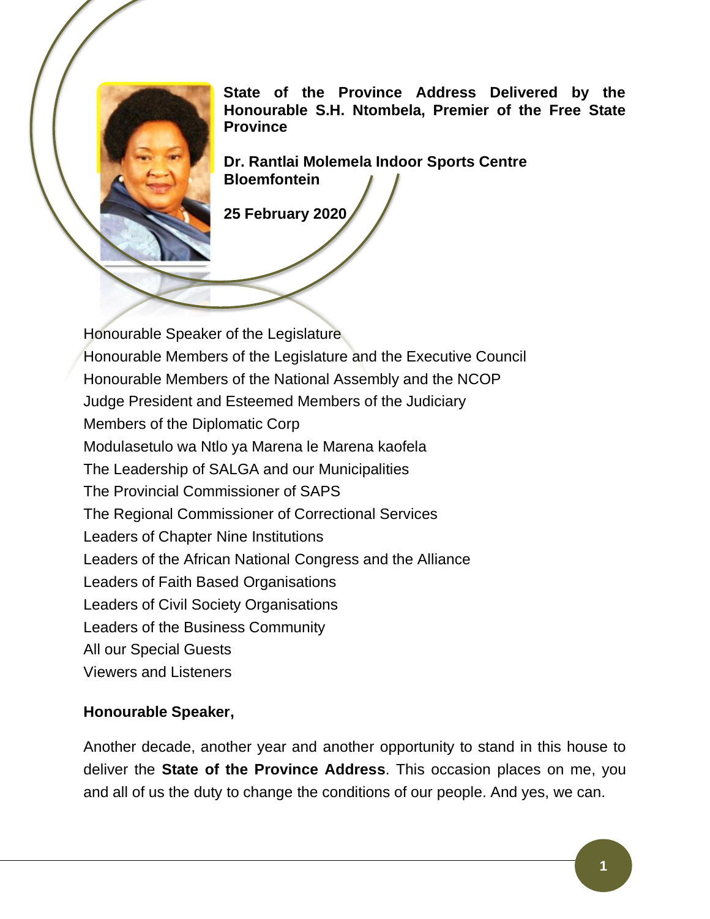**State of the Province Address Delivered by the Honourable S.H. Ntombela, Premier of the Free State Province**

**Dr. Rantlai Molemela Indoor Sports Centre**
**Bloemfontein**

**25 February 2020**

Honourable Speaker of the Legislature
Honourable Members of the Legislature and the Executive Council
Honourable Members of the National Assembly and the NCOP
Judge President and Esteemed Members of the Judiciary
Members of the Diplomatic Corp
Modulasetulo wa Ntlo ya Marena le Marena kaofela
The Leadership of SALGA and our Municipalities
The Provincial Commissioner of SAPS
The Regional Commissioner of Correctional Services
Leaders of Chapter Nine Institutions
Leaders of the African National Congress and the Alliance
Leaders of Faith Based Organisations
Leaders of Civil Society Organisations
Leaders of the Business Community
All our Special Guests
Viewers and Listeners

**Honourable Speaker,**

Another decade, another year and another opportunity to stand in this house to deliver the **State of the Province Address**. This occasion places on me, you and all of us the duty to change the conditions of our people. And yes, we can.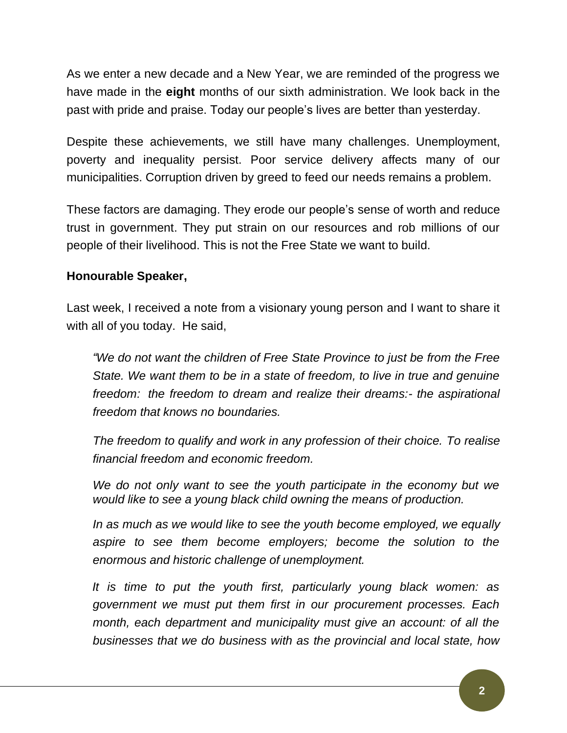As we enter a new decade and a New Year, we are reminded of the progress we have made in the **eight** months of our sixth administration. We look back in the past with pride and praise. Today our people's lives are better than yesterday.

Despite these achievements, we still have many challenges. Unemployment, poverty and inequality persist. Poor service delivery affects many of our municipalities. Corruption driven by greed to feed our needs remains a problem.

These factors are damaging. They erode our people's sense of worth and reduce trust in government. They put strain on our resources and rob millions of our people of their livelihood. This is not the Free State we want to build.

**Honourable Speaker,**

Last week, I received a note from a visionary young person and I want to share it with all of you today. He said,

> *"We do not want the children of Free State Province to just be from the Free State. We want them to be in a state of freedom, to live in true and genuine freedom: the freedom to dream and realize their dreams:- the aspirational freedom that knows no boundaries.*
>
> *The freedom to qualify and work in any profession of their choice. To realise financial freedom and economic freedom.*
>
> *We do not only want to see the youth participate in the economy but we would like to see a young black child owning the means of production.*
>
> *In as much as we would like to see the youth become employed, we equally aspire to see them become employers; become the solution to the enormous and historic challenge of unemployment.*
>
> *It is time to put the youth first, particularly young black women: as government we must put them first in our procurement processes. Each month, each department and municipality must give an account: of all the businesses that we do business with as the provincial and local state, how*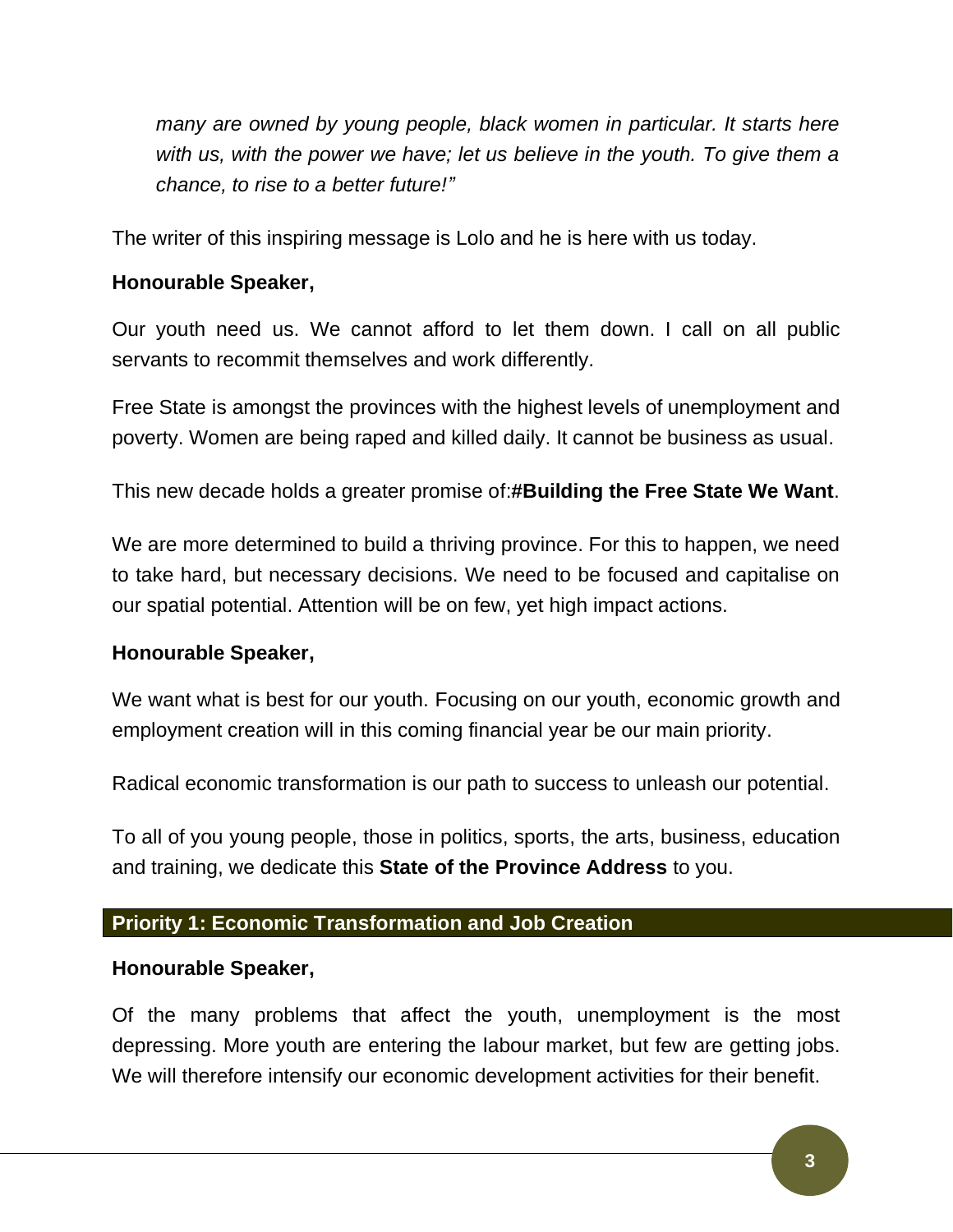*many are owned by young people, black women in particular. It starts here with us, with the power we have; let us believe in the youth. To give them a chance, to rise to a better future!"*

The writer of this inspiring message is Lolo and he is here with us today.

**Honourable Speaker,**

Our youth need us. We cannot afford to let them down. I call on all public servants to recommit themselves and work differently.

Free State is amongst the provinces with the highest levels of unemployment and poverty. Women are being raped and killed daily. It cannot be business as usual.

This new decade holds a greater promise of:**#Building the Free State We Want**.

We are more determined to build a thriving province. For this to happen, we need to take hard, but necessary decisions. We need to be focused and capitalise on our spatial potential. Attention will be on few, yet high impact actions.

**Honourable Speaker,**

We want what is best for our youth. Focusing on our youth, economic growth and employment creation will in this coming financial year be our main priority.

Radical economic transformation is our path to success to unleash our potential.

To all of you young people, those in politics, sports, the arts, business, education and training, we dedicate this **State of the Province Address** to you.

## Priority 1: Economic Transformation and Job Creation

**Honourable Speaker,**

Of the many problems that affect the youth, unemployment is the most depressing. More youth are entering the labour market, but few are getting jobs. We will therefore intensify our economic development activities for their benefit.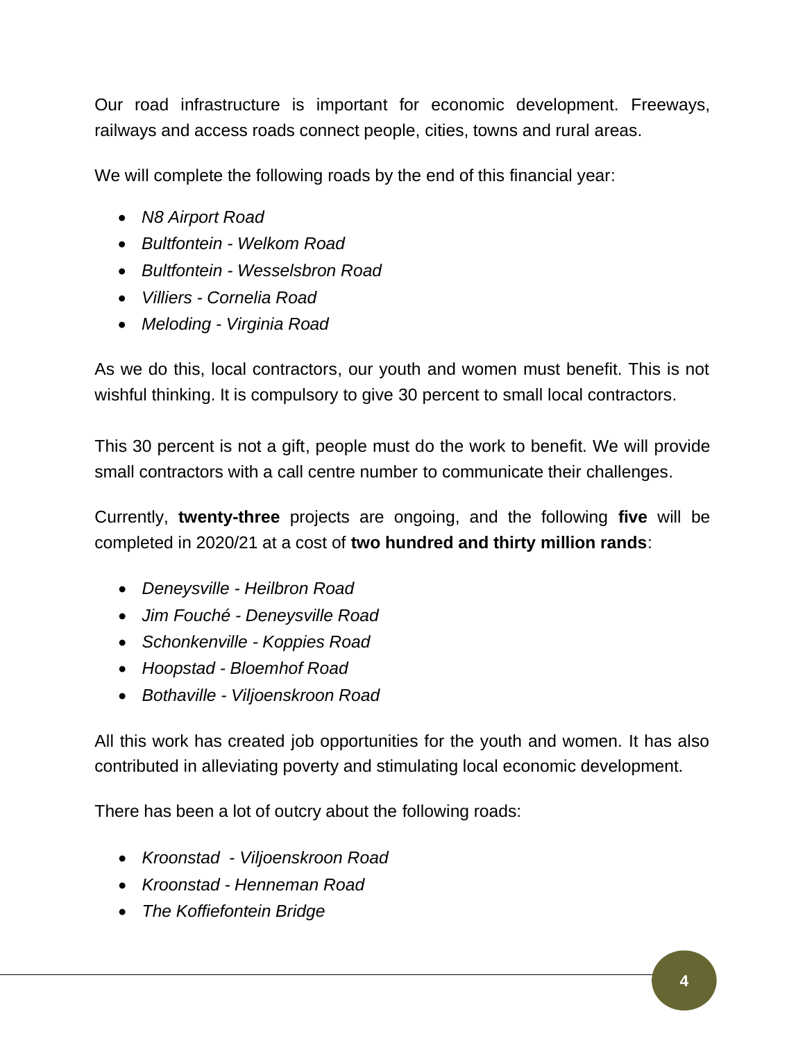Our road infrastructure is important for economic development. Freeways, railways and access roads connect people, cities, towns and rural areas.

We will complete the following roads by the end of this financial year:

- *N8 Airport Road*
- *Bultfontein - Welkom Road*
- *Bultfontein - Wesselsbron Road*
- *Villiers - Cornelia Road*
- *Meloding - Virginia Road*

As we do this, local contractors, our youth and women must benefit. This is not wishful thinking. It is compulsory to give 30 percent to small local contractors.

This 30 percent is not a gift, people must do the work to benefit. We will provide small contractors with a call centre number to communicate their challenges.

Currently, **twenty-three** projects are ongoing, and the following **five** will be completed in 2020/21 at a cost of **two hundred and thirty million rands**:

- *Deneysville - Heilbron Road*
- *Jim Fouché - Deneysville Road*
- *Schonkenville - Koppies Road*
- *Hoopstad - Bloemhof Road*
- *Bothaville - Viljoenskroon Road*

All this work has created job opportunities for the youth and women. It has also contributed in alleviating poverty and stimulating local economic development.

There has been a lot of outcry about the following roads:

- *Kroonstad - Viljoenskroon Road*
- *Kroonstad - Henneman Road*
- *The Koffiefontein Bridge*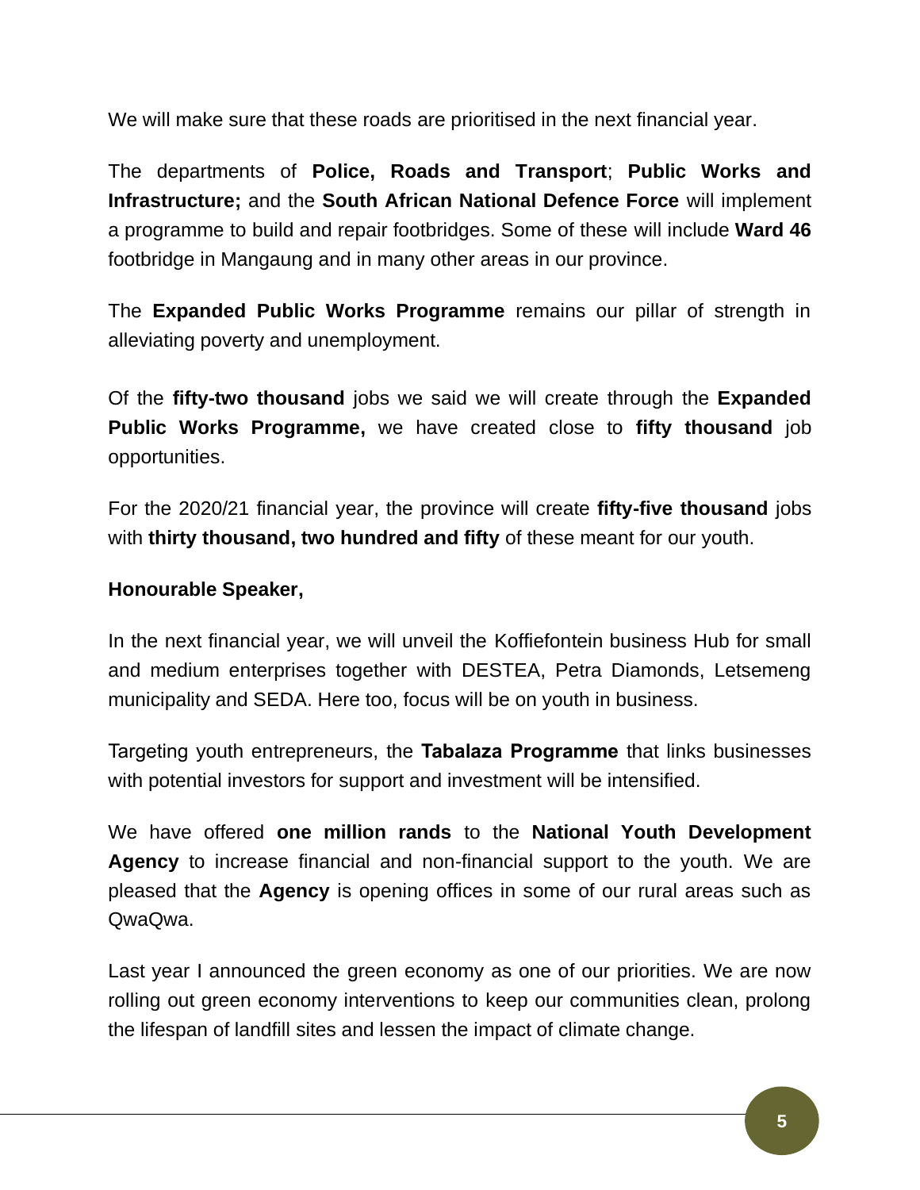We will make sure that these roads are prioritised in the next financial year.

The departments of **Police, Roads and Transport**; **Public Works and Infrastructure;** and the **South African National Defence Force** will implement a programme to build and repair footbridges. Some of these will include **Ward 46** footbridge in Mangaung and in many other areas in our province.

The **Expanded Public Works Programme** remains our pillar of strength in alleviating poverty and unemployment.

Of the **fifty-two thousand** jobs we said we will create through the **Expanded Public Works Programme,** we have created close to **fifty thousand** job opportunities.

For the 2020/21 financial year, the province will create **fifty-five thousand** jobs with **thirty thousand, two hundred and fifty** of these meant for our youth.

**Honourable Speaker,**

In the next financial year, we will unveil the Koffiefontein business Hub for small and medium enterprises together with DESTEA, Petra Diamonds, Letsemeng municipality and SEDA. Here too, focus will be on youth in business.

Targeting youth entrepreneurs, the **Tabalaza Programme** that links businesses with potential investors for support and investment will be intensified.

We have offered **one million rands** to the **National Youth Development Agency** to increase financial and non-financial support to the youth. We are pleased that the **Agency** is opening offices in some of our rural areas such as QwaQwa.

Last year I announced the green economy as one of our priorities. We are now rolling out green economy interventions to keep our communities clean, prolong the lifespan of landfill sites and lessen the impact of climate change.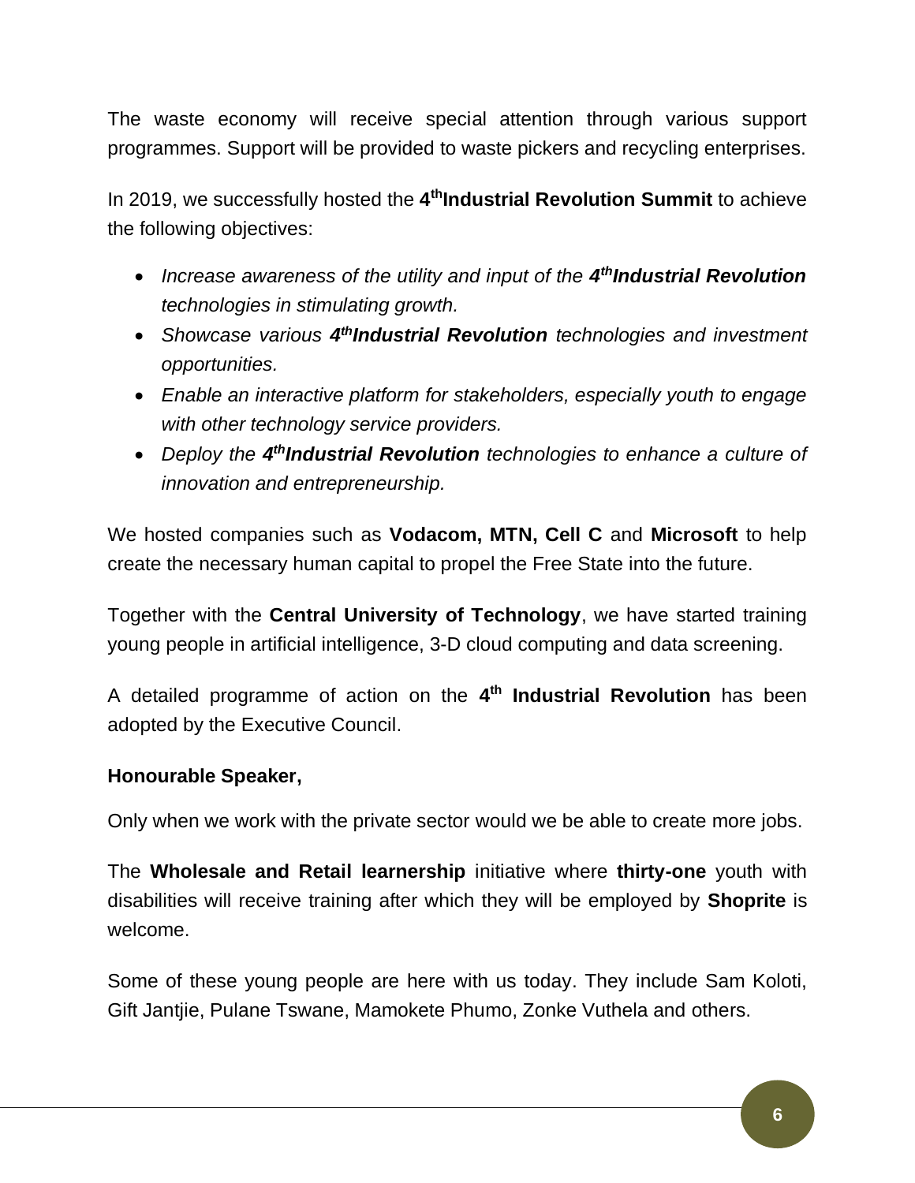The waste economy will receive special attention through various support programmes. Support will be provided to waste pickers and recycling enterprises.

In 2019, we successfully hosted the **4$^{th}$Industrial Revolution Summit** to achieve the following objectives:

- *Increase awareness of the utility and input of the **4$^{th}$Industrial Revolution** technologies in stimulating growth.*
- *Showcase various **4$^{th}$Industrial Revolution** technologies and investment opportunities.*
- *Enable an interactive platform for stakeholders, especially youth to engage with other technology service providers.*
- *Deploy the **4$^{th}$Industrial Revolution** technologies to enhance a culture of innovation and entrepreneurship.*

We hosted companies such as **Vodacom, MTN, Cell C** and **Microsoft** to help create the necessary human capital to propel the Free State into the future.

Together with the **Central University of Technology**, we have started training young people in artificial intelligence, 3-D cloud computing and data screening.

A detailed programme of action on the **4$^{th}$ Industrial Revolution** has been adopted by the Executive Council.

**Honourable Speaker,**

Only when we work with the private sector would we be able to create more jobs.

The **Wholesale and Retail learnership** initiative where **thirty-one** youth with disabilities will receive training after which they will be employed by **Shoprite** is welcome.

Some of these young people are here with us today. They include Sam Koloti, Gift Jantjie, Pulane Tswane, Mamokete Phumo, Zonke Vuthela and others.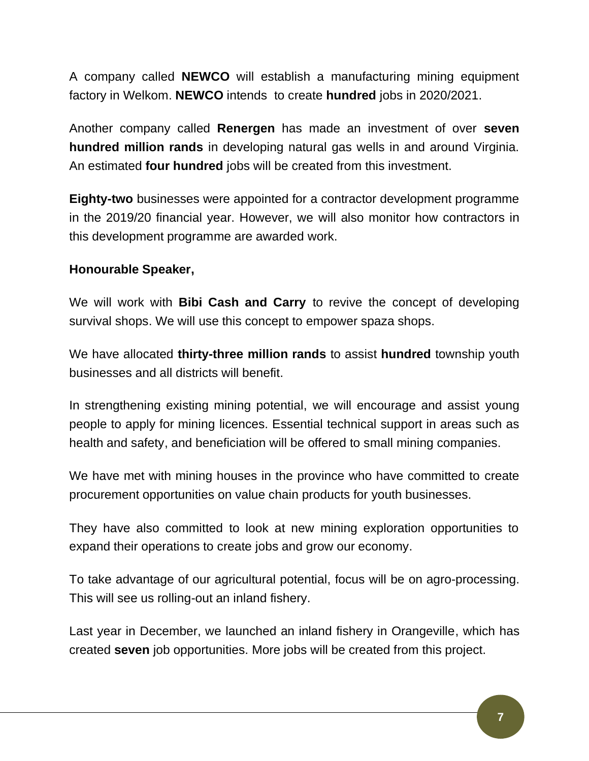A company called **NEWCO** will establish a manufacturing mining equipment factory in Welkom. **NEWCO** intends to create **hundred** jobs in 2020/2021.

Another company called **Renergen** has made an investment of over **seven hundred million rands** in developing natural gas wells in and around Virginia. An estimated **four hundred** jobs will be created from this investment.

**Eighty-two** businesses were appointed for a contractor development programme in the 2019/20 financial year. However, we will also monitor how contractors in this development programme are awarded work.

**Honourable Speaker,**

We will work with **Bibi Cash and Carry** to revive the concept of developing survival shops. We will use this concept to empower spaza shops.

We have allocated **thirty-three million rands** to assist **hundred** township youth businesses and all districts will benefit.

In strengthening existing mining potential, we will encourage and assist young people to apply for mining licences. Essential technical support in areas such as health and safety, and beneficiation will be offered to small mining companies.

We have met with mining houses in the province who have committed to create procurement opportunities on value chain products for youth businesses.

They have also committed to look at new mining exploration opportunities to expand their operations to create jobs and grow our economy.

To take advantage of our agricultural potential, focus will be on agro-processing. This will see us rolling-out an inland fishery.

Last year in December, we launched an inland fishery in Orangeville, which has created **seven** job opportunities. More jobs will be created from this project.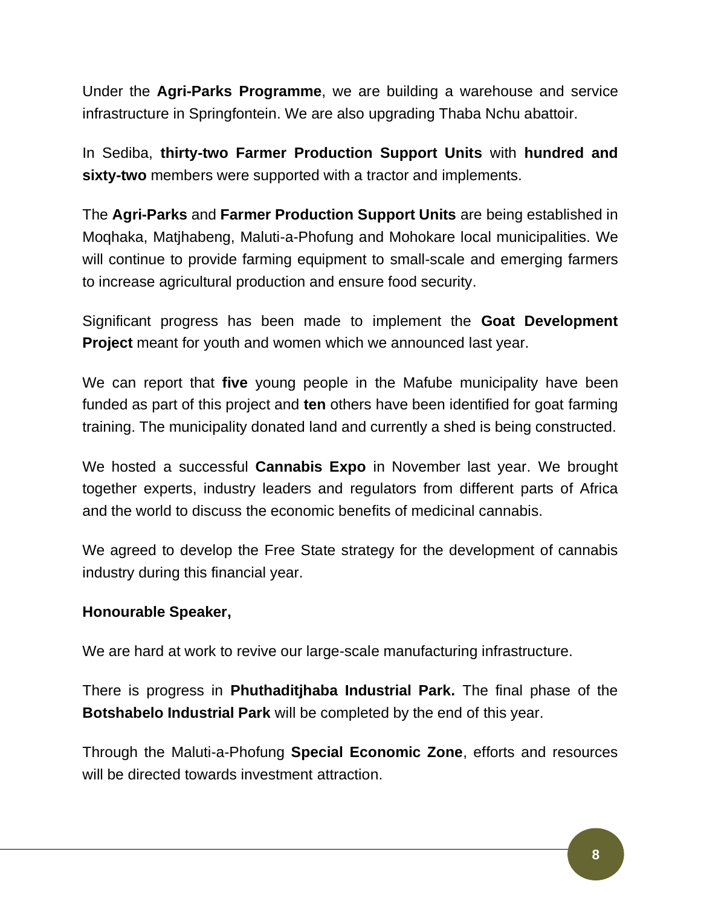Under the **Agri-Parks Programme**, we are building a warehouse and service infrastructure in Springfontein. We are also upgrading Thaba Nchu abattoir.

In Sediba, **thirty-two Farmer Production Support Units** with **hundred and sixty-two** members were supported with a tractor and implements.

The **Agri-Parks** and **Farmer Production Support Units** are being established in Moqhaka, Matjhabeng, Maluti-a-Phofung and Mohokare local municipalities. We will continue to provide farming equipment to small-scale and emerging farmers to increase agricultural production and ensure food security.

Significant progress has been made to implement the **Goat Development Project** meant for youth and women which we announced last year.

We can report that **five** young people in the Mafube municipality have been funded as part of this project and **ten** others have been identified for goat farming training. The municipality donated land and currently a shed is being constructed.

We hosted a successful **Cannabis Expo** in November last year. We brought together experts, industry leaders and regulators from different parts of Africa and the world to discuss the economic benefits of medicinal cannabis.

We agreed to develop the Free State strategy for the development of cannabis industry during this financial year.

**Honourable Speaker,**

We are hard at work to revive our large-scale manufacturing infrastructure.

There is progress in **Phuthaditjhaba Industrial Park.** The final phase of the **Botshabelo Industrial Park** will be completed by the end of this year.

Through the Maluti-a-Phofung **Special Economic Zone**, efforts and resources will be directed towards investment attraction.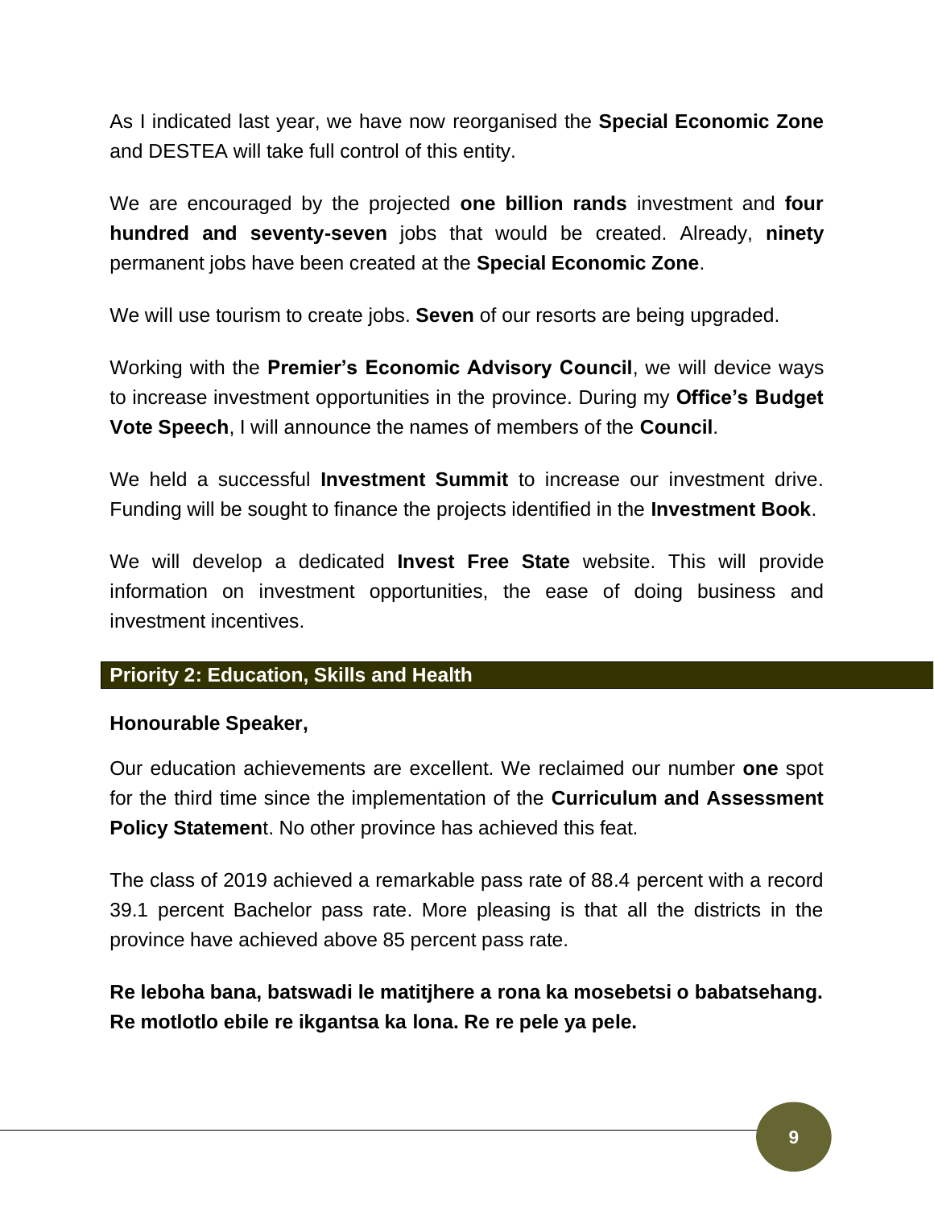As I indicated last year, we have now reorganised the **Special Economic Zone** and DESTEA will take full control of this entity.

We are encouraged by the projected **one billion rands** investment and **four hundred and seventy-seven** jobs that would be created. Already, **ninety** permanent jobs have been created at the **Special Economic Zone**.

We will use tourism to create jobs. **Seven** of our resorts are being upgraded.

Working with the **Premier's Economic Advisory Council**, we will device ways to increase investment opportunities in the province. During my **Office's Budget Vote Speech**, I will announce the names of members of the **Council**.

We held a successful **Investment Summit** to increase our investment drive. Funding will be sought to finance the projects identified in the **Investment Book**.

We will develop a dedicated **Invest Free State** website. This will provide information on investment opportunities, the ease of doing business and investment incentives.

## Priority 2: Education, Skills and Health

**Honourable Speaker,**

Our education achievements are excellent. We reclaimed our number **one** spot for the third time since the implementation of the **Curriculum and Assessment Policy Statemen**t. No other province has achieved this feat.

The class of 2019 achieved a remarkable pass rate of 88.4 percent with a record 39.1 percent Bachelor pass rate. More pleasing is that all the districts in the province have achieved above 85 percent pass rate.

**Re leboha bana, batswadi le matitjhere a rona ka mosebetsi o babatsehang. Re motlotlo ebile re ikgantsa ka lona. Re re pele ya pele.**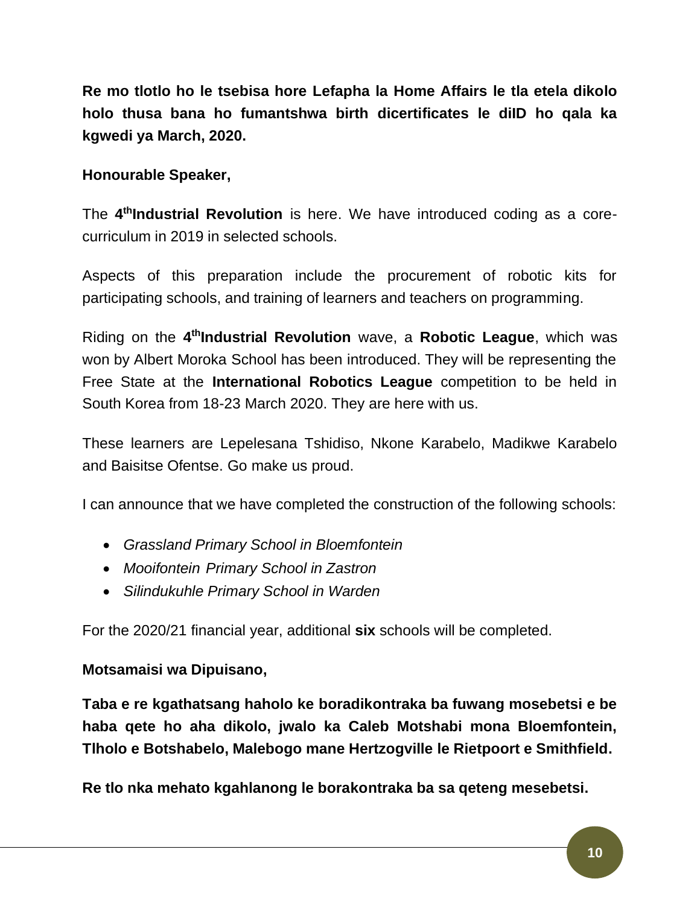**Re mo tlotlo ho le tsebisa hore Lefapha la Home Affairs le tla etela dikolo holo thusa bana ho fumantshwa birth dicertificates le diID ho qala ka kgwedi ya March, 2020.**

**Honourable Speaker,**

The **4th Industrial Revolution** is here. We have introduced coding as a core-curriculum in 2019 in selected schools.

Aspects of this preparation include the procurement of robotic kits for participating schools, and training of learners and teachers on programming.

Riding on the **4th Industrial Revolution** wave, a **Robotic League**, which was won by Albert Moroka School has been introduced. They will be representing the Free State at the **International Robotics League** competition to be held in South Korea from 18-23 March 2020. They are here with us.

These learners are Lepelesana Tshidiso, Nkone Karabelo, Madikwe Karabelo and Baisitse Ofentse. Go make us proud.

I can announce that we have completed the construction of the following schools:

- *Grassland Primary School in Bloemfontein*
- *Mooifontein Primary School in Zastron*
- *Silindukuhle Primary School in Warden*

For the 2020/21 financial year, additional **six** schools will be completed.

**Motsamaisi wa Dipuisano,**

**Taba e re kgathatsang haholo ke boradikontraka ba fuwang mosebetsi e be haba qete ho aha dikolo, jwalo ka Caleb Motshabi mona Bloemfontein, Tlholo e Botshabelo, Malebogo mane Hertzogville le Rietpoort e Smithfield.**

**Re tlo nka mehato kgahlanong le borakontraka ba sa qeteng mesebetsi.**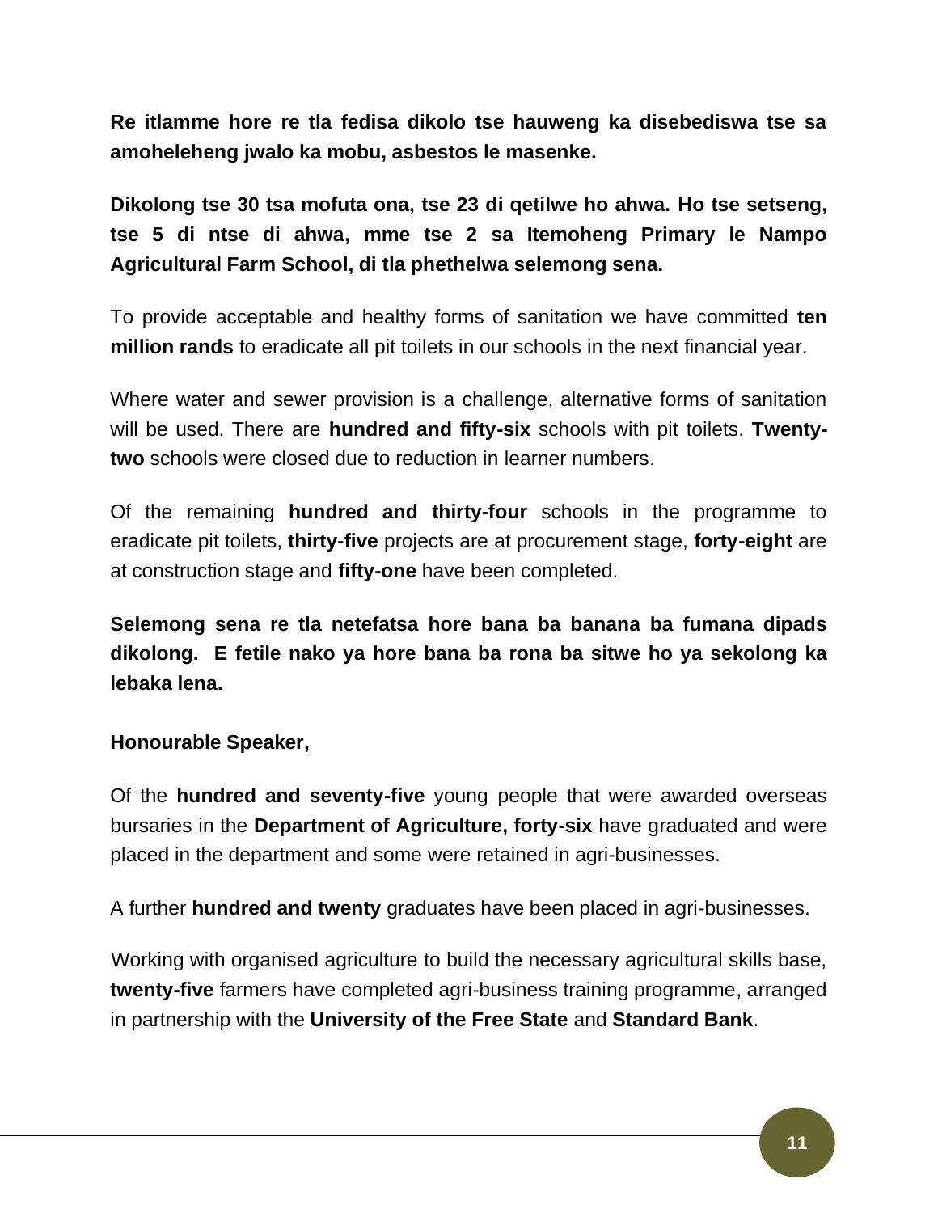**Re itlamme hore re tla fedisa dikolo tse hauweng ka disebediswa tse sa amoheleheng jwalo ka mobu, asbestos le masenke.**

**Dikolong tse 30 tsa mofuta ona, tse 23 di qetilwe ho ahwa. Ho tse setseng, tse 5 di ntse di ahwa, mme tse 2 sa Itemoheng Primary le Nampo Agricultural Farm School, di tla phethelwa selemong sena.**

To provide acceptable and healthy forms of sanitation we have committed **ten million rands** to eradicate all pit toilets in our schools in the next financial year.

Where water and sewer provision is a challenge, alternative forms of sanitation will be used. There are **hundred and fifty-six** schools with pit toilets. **Twenty-two** schools were closed due to reduction in learner numbers.

Of the remaining **hundred and thirty-four** schools in the programme to eradicate pit toilets, **thirty-five** projects are at procurement stage, **forty-eight** are at construction stage and **fifty-one** have been completed.

**Selemong sena re tla netefatsa hore bana ba banana ba fumana dipads dikolong. E fetile nako ya hore bana ba rona ba sitwe ho ya sekolong ka lebaka lena.**

**Honourable Speaker,**

Of the **hundred and seventy-five** young people that were awarded overseas bursaries in the **Department of Agriculture, forty-six** have graduated and were placed in the department and some were retained in agri-businesses.

A further **hundred and twenty** graduates have been placed in agri-businesses.

Working with organised agriculture to build the necessary agricultural skills base, **twenty-five** farmers have completed agri-business training programme, arranged in partnership with the **University of the Free State** and **Standard Bank**.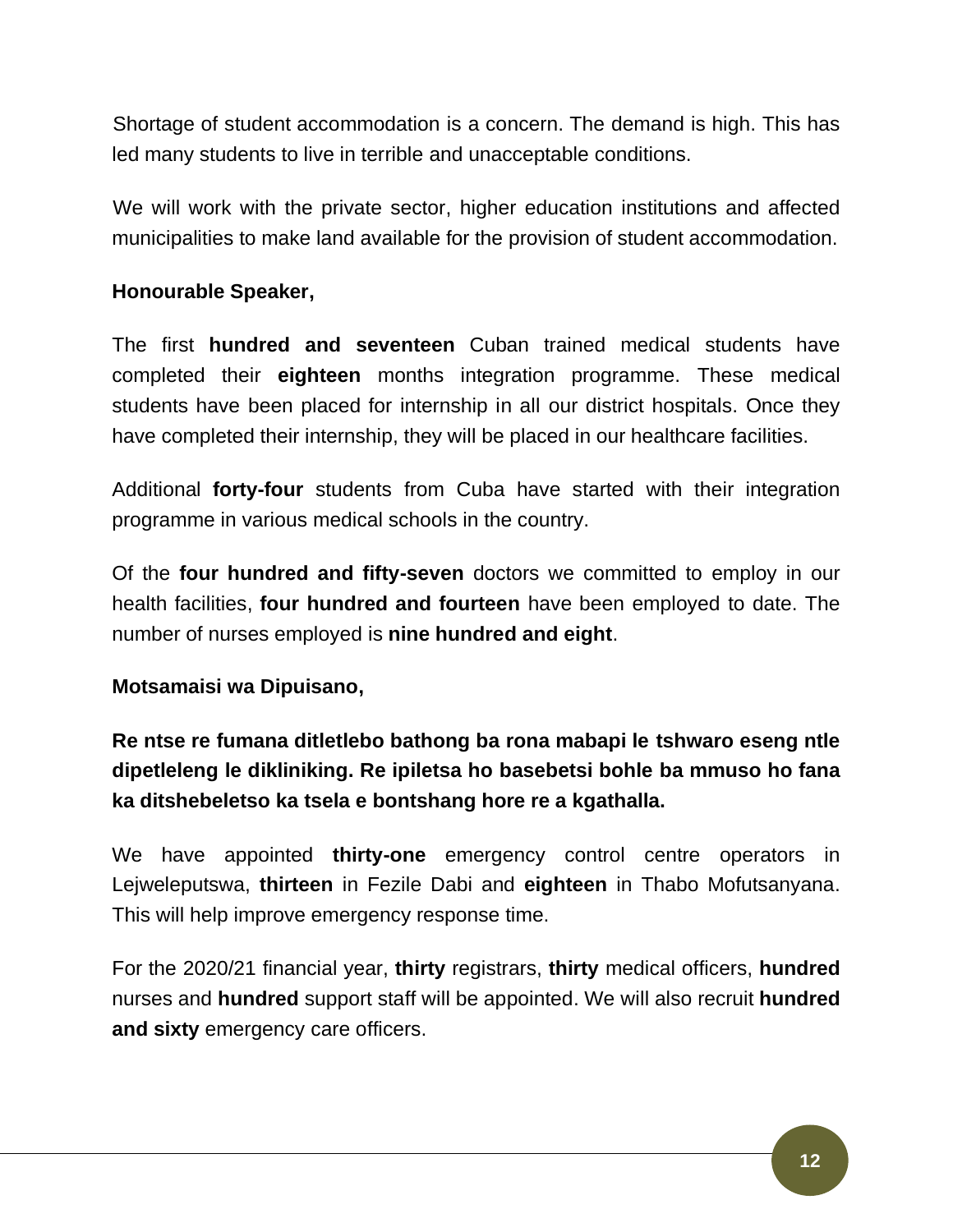Shortage of student accommodation is a concern. The demand is high. This has led many students to live in terrible and unacceptable conditions.

We will work with the private sector, higher education institutions and affected municipalities to make land available for the provision of student accommodation.

**Honourable Speaker,**

The first **hundred and seventeen** Cuban trained medical students have completed their **eighteen** months integration programme. These medical students have been placed for internship in all our district hospitals. Once they have completed their internship, they will be placed in our healthcare facilities.

Additional **forty-four** students from Cuba have started with their integration programme in various medical schools in the country.

Of the **four hundred and fifty-seven** doctors we committed to employ in our health facilities, **four hundred and fourteen** have been employed to date. The number of nurses employed is **nine hundred and eight**.

**Motsamaisi wa Dipuisano,**

**Re ntse re fumana ditletlebo bathong ba rona mabapi le tshwaro eseng ntle dipetleleng le dikliniking. Re ipiletsa ho basebetsi bohle ba mmuso ho fana ka ditshebeletso ka tsela e bontshang hore re a kgathalla.**

We have appointed **thirty-one** emergency control centre operators in Lejweleputswa, **thirteen** in Fezile Dabi and **eighteen** in Thabo Mofutsanyana. This will help improve emergency response time.

For the 2020/21 financial year, **thirty** registrars, **thirty** medical officers, **hundred** nurses and **hundred** support staff will be appointed. We will also recruit **hundred and sixty** emergency care officers.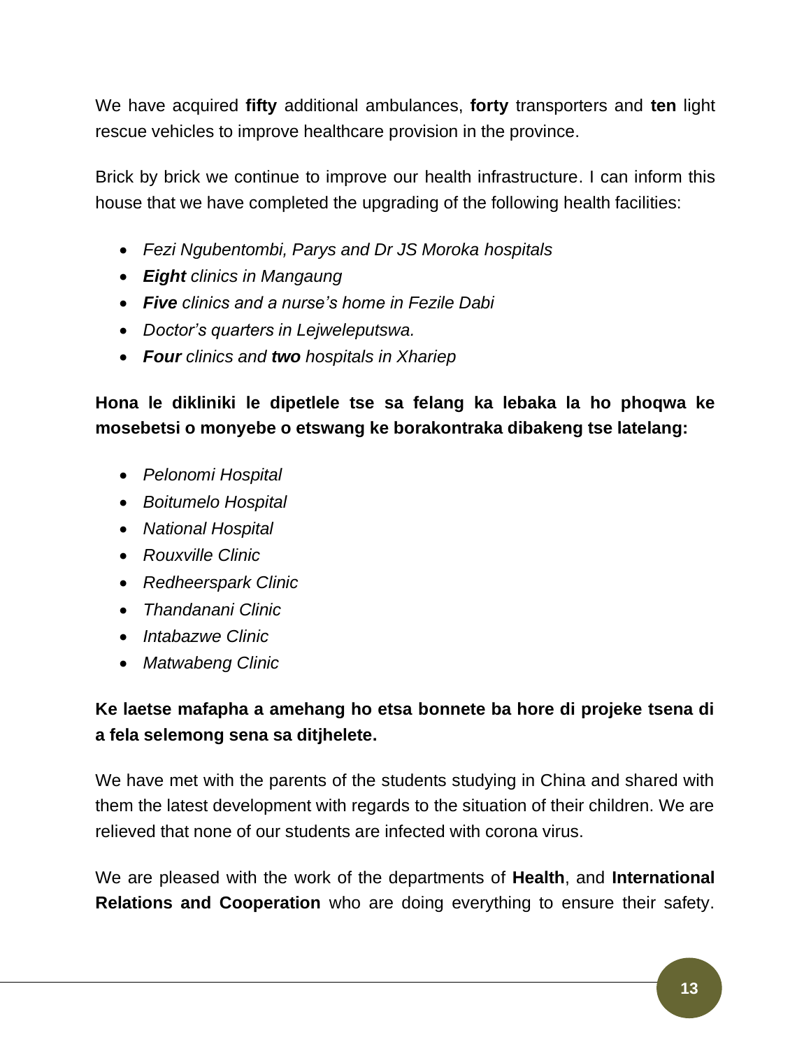We have acquired **fifty** additional ambulances, **forty** transporters and **ten** light rescue vehicles to improve healthcare provision in the province.

Brick by brick we continue to improve our health infrastructure. I can inform this house that we have completed the upgrading of the following health facilities:

- *Fezi Ngubentombi, Parys and Dr JS Moroka hospitals*
- ***Eight** clinics in Mangaung*
- ***Five** clinics and a nurse's home in Fezile Dabi*
- *Doctor's quarters in Lejweleputswa.*
- ***Four** clinics and **two** hospitals in Xhariep*

**Hona le dikliniki le dipetlele tse sa felang ka lebaka la ho phoqwa ke mosebetsi o monyebe o etswang ke borakontraka dibakeng tse latelang:**

- *Pelonomi Hospital*
- *Boitumelo Hospital*
- *National Hospital*
- *Rouxville Clinic*
- *Redheerspark Clinic*
- *Thandanani Clinic*
- *Intabazwe Clinic*
- *Matwabeng Clinic*

**Ke laetse mafapha a amehang ho etsa bonnete ba hore di projeke tsena di a fela selemong sena sa ditjhelete.**

We have met with the parents of the students studying in China and shared with them the latest development with regards to the situation of their children. We are relieved that none of our students are infected with corona virus.

We are pleased with the work of the departments of **Health**, and **International Relations and Cooperation** who are doing everything to ensure their safety.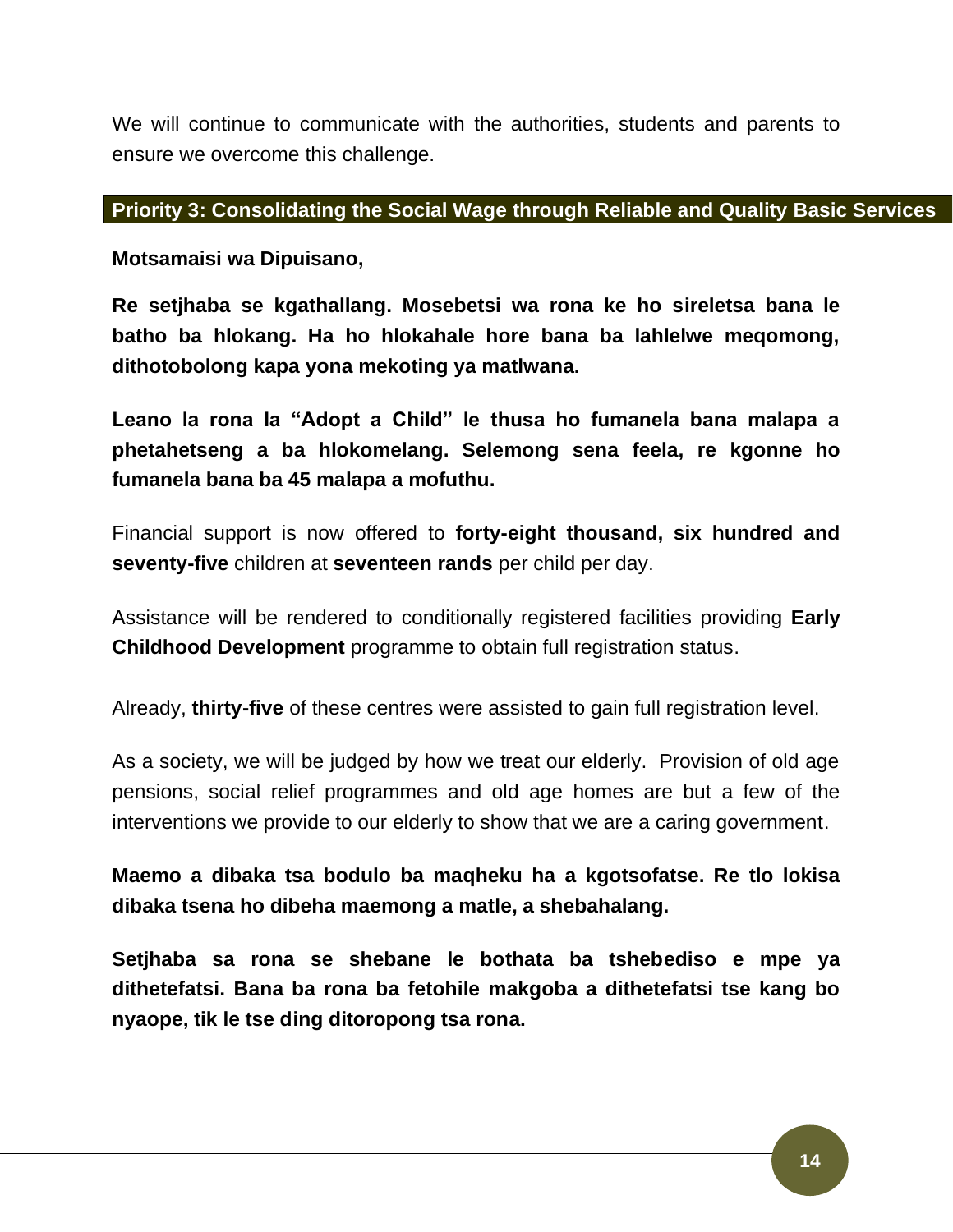We will continue to communicate with the authorities, students and parents to ensure we overcome this challenge.

## Priority 3: Consolidating the Social Wage through Reliable and Quality Basic Services

**Motsamaisi wa Dipuisano,**

**Re setjhaba se kgathallang. Mosebetsi wa rona ke ho sireletsa bana le batho ba hlokang. Ha ho hlokahale hore bana ba lahlelwe meqomong, dithotobolong kapa yona mekoting ya matlwana.**

**Leano la rona la "Adopt a Child" le thusa ho fumanela bana malapa a phetahetseng a ba hlokomelang. Selemong sena feela, re kgonne ho fumanela bana ba 45 malapa a mofuthu.**

Financial support is now offered to **forty-eight thousand, six hundred and seventy-five** children at **seventeen rands** per child per day.

Assistance will be rendered to conditionally registered facilities providing **Early Childhood Development** programme to obtain full registration status.

Already, **thirty-five** of these centres were assisted to gain full registration level.

As a society, we will be judged by how we treat our elderly. Provision of old age pensions, social relief programmes and old age homes are but a few of the interventions we provide to our elderly to show that we are a caring government.

**Maemo a dibaka tsa bodulo ba maqheku ha a kgotsofatse. Re tlo lokisa dibaka tsena ho dibeha maemong a matle, a shebahalang.**

**Setjhaba sa rona se shebane le bothata ba tshebediso e mpe ya dithetefatsi. Bana ba rona ba fetohile makgoba a dithetefatsi tse kang bo nyaope, tik le tse ding ditoropong tsa rona.**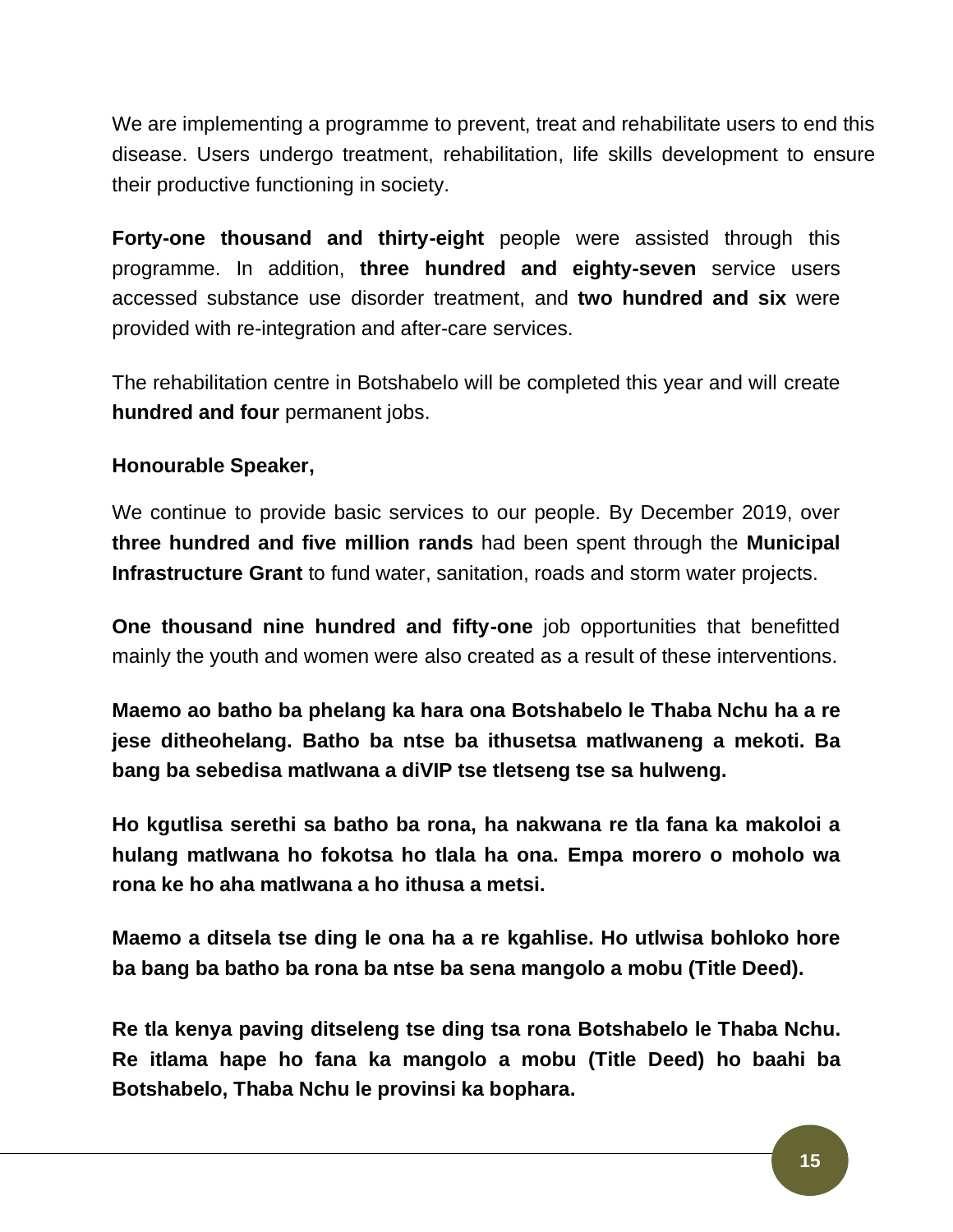We are implementing a programme to prevent, treat and rehabilitate users to end this disease. Users undergo treatment, rehabilitation, life skills development to ensure their productive functioning in society.

**Forty-one thousand and thirty-eight** people were assisted through this programme. In addition, **three hundred and eighty-seven** service users accessed substance use disorder treatment, and **two hundred and six** were provided with re-integration and after-care services.

The rehabilitation centre in Botshabelo will be completed this year and will create **hundred and four** permanent jobs.

**Honourable Speaker,**

We continue to provide basic services to our people. By December 2019, over **three hundred and five million rands** had been spent through the **Municipal Infrastructure Grant** to fund water, sanitation, roads and storm water projects.

**One thousand nine hundred and fifty-one** job opportunities that benefitted mainly the youth and women were also created as a result of these interventions.

**Maemo ao batho ba phelang ka hara ona Botshabelo le Thaba Nchu ha a re jese ditheohelang. Batho ba ntse ba ithusetsa matlwaneng a mekoti. Ba bang ba sebedisa matlwana a diVIP tse tletseng tse sa hulweng.**

**Ho kgutlisa serethi sa batho ba rona, ha nakwana re tla fana ka makoloi a hulang matlwana ho fokotsa ho tlala ha ona. Empa morero o moholo wa rona ke ho aha matlwana a ho ithusa a metsi.**

**Maemo a ditsela tse ding le ona ha a re kgahlise. Ho utlwisa bohloko hore ba bang ba batho ba rona ba ntse ba sena mangolo a mobu (Title Deed).**

**Re tla kenya paving ditseleng tse ding tsa rona Botshabelo le Thaba Nchu. Re itlama hape ho fana ka mangolo a mobu (Title Deed) ho baahi ba Botshabelo, Thaba Nchu le provinsi ka bophara.**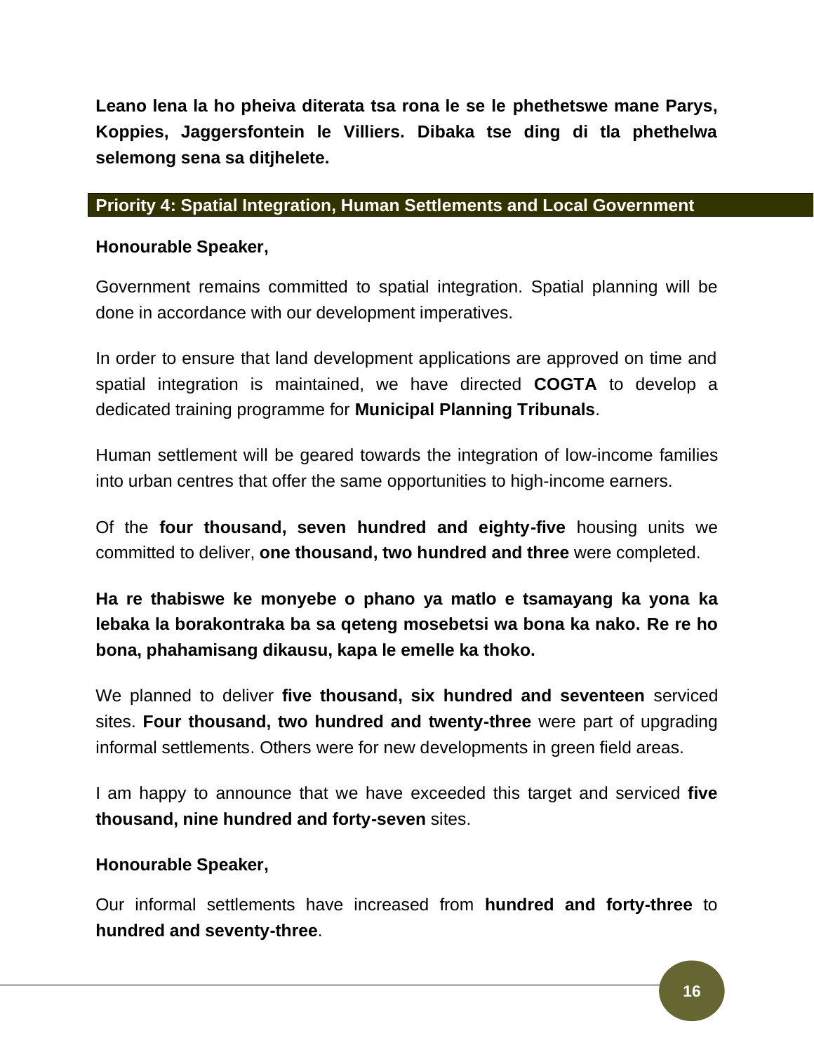**Leano lena la ho pheiva diterata tsa rona le se le phethetswe mane Parys, Koppies, Jaggersfontein le Villiers. Dibaka tse ding di tla phethelwa selemong sena sa ditjhelete.**

## Priority 4: Spatial Integration, Human Settlements and Local Government

**Honourable Speaker,**

Government remains committed to spatial integration. Spatial planning will be done in accordance with our development imperatives.

In order to ensure that land development applications are approved on time and spatial integration is maintained, we have directed **COGTA** to develop a dedicated training programme for **Municipal Planning Tribunals**.

Human settlement will be geared towards the integration of low-income families into urban centres that offer the same opportunities to high-income earners.

Of the **four thousand, seven hundred and eighty-five** housing units we committed to deliver, **one thousand, two hundred and three** were completed.

**Ha re thabiswe ke monyebe o phano ya matlo e tsamayang ka yona ka lebaka la borakontraka ba sa qeteng mosebetsi wa bona ka nako. Re re ho bona, phahamisang dikausu, kapa le emelle ka thoko.**

We planned to deliver **five thousand, six hundred and seventeen** serviced sites. **Four thousand, two hundred and twenty-three** were part of upgrading informal settlements. Others were for new developments in green field areas.

I am happy to announce that we have exceeded this target and serviced **five thousand, nine hundred and forty-seven** sites.

**Honourable Speaker,**

Our informal settlements have increased from **hundred and forty-three** to **hundred and seventy-three**.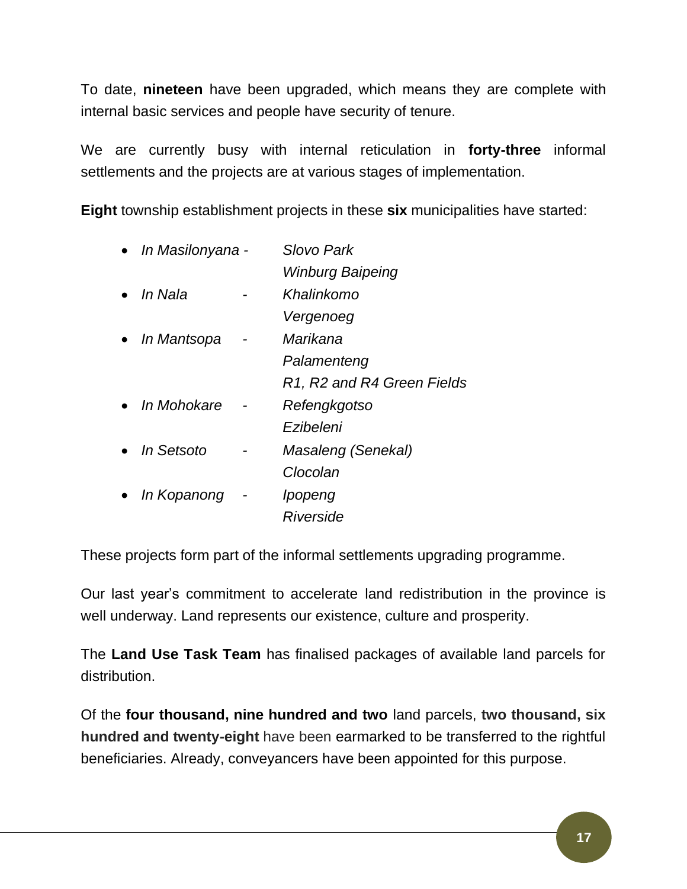To date, **nineteen** have been upgraded, which means they are complete with internal basic services and people have security of tenure.

We are currently busy with internal reticulation in **forty-three** informal settlements and the projects are at various stages of implementation.

**Eight** township establishment projects in these **six** municipalities have started:

- *In Masilonyana - Slovo Park*
  *Winburg Baipeing*
- *In Nala - Khalinkomo*
  *Vergenoeg*
- *In Mantsopa - Marikana*
  *Palamenteng*
  *R1, R2 and R4 Green Fields*
- *In Mohokare - Refengkgotso*
  *Ezibeleni*
- *In Setsoto - Masaleng (Senekal)*
  *Clocolan*
- *In Kopanong - Ipopeng*
  *Riverside*

These projects form part of the informal settlements upgrading programme.

Our last year's commitment to accelerate land redistribution in the province is well underway. Land represents our existence, culture and prosperity.

The **Land Use Task Team** has finalised packages of available land parcels for distribution.

Of the **four thousand, nine hundred and two** land parcels, **two thousand, six hundred and twenty-eight** have been earmarked to be transferred to the rightful beneficiaries. Already, conveyancers have been appointed for this purpose.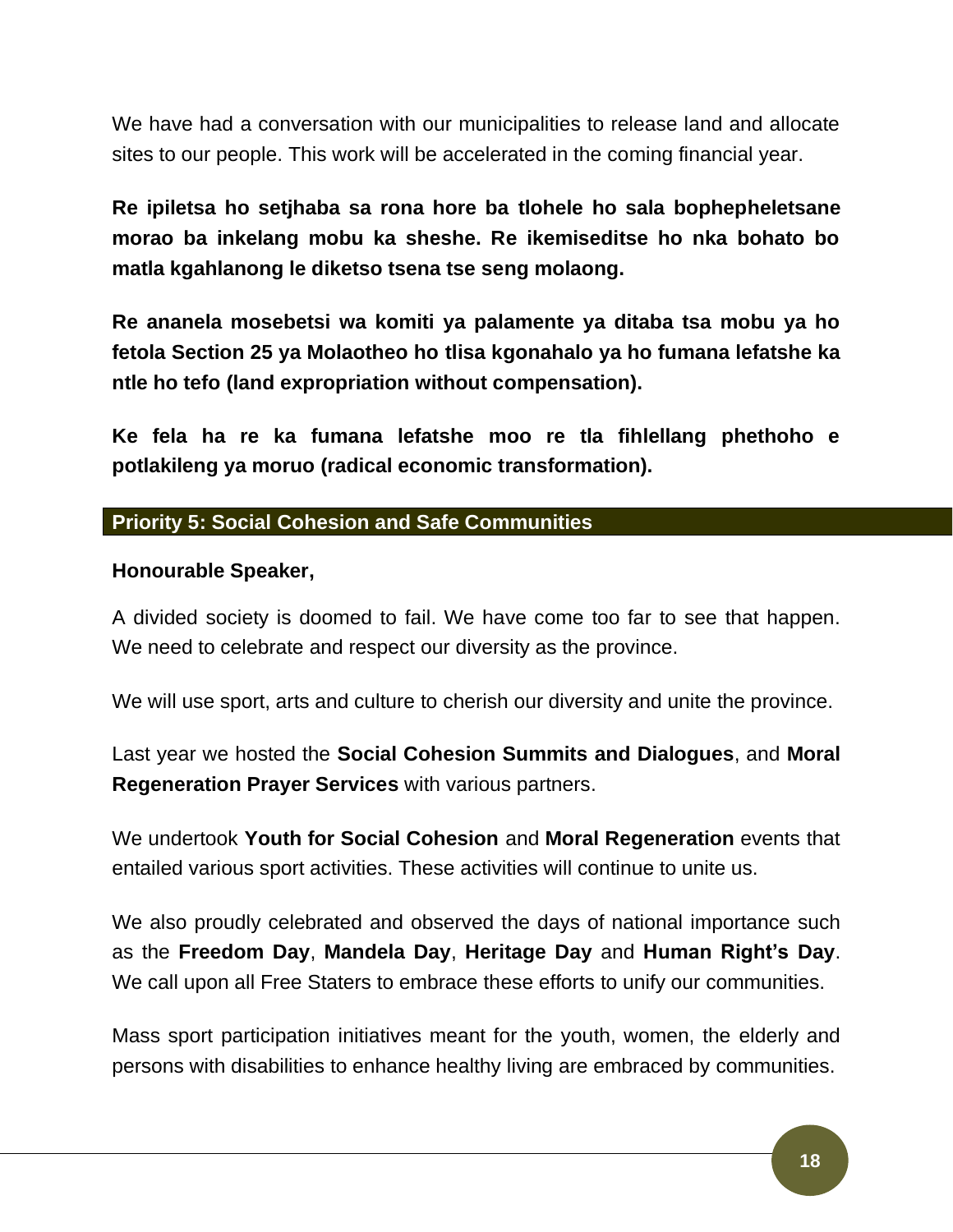We have had a conversation with our municipalities to release land and allocate sites to our people. This work will be accelerated in the coming financial year.

**Re ipiletsa ho setjhaba sa rona hore ba tlohele ho sala bophepheletsane morao ba inkelang mobu ka sheshe. Re ikemiseditse ho nka bohato bo matla kgahlanong le diketso tsena tse seng molaong.**

**Re ananela mosebetsi wa komiti ya palamente ya ditaba tsa mobu ya ho fetola Section 25 ya Molaotheo ho tlisa kgonahalo ya ho fumana lefatshe ka ntle ho tefo (land expropriation without compensation).**

**Ke fela ha re ka fumana lefatshe moo re tla fihlellang phethoho e potlakileng ya moruo (radical economic transformation).**

## Priority 5: Social Cohesion and Safe Communities

**Honourable Speaker,**

A divided society is doomed to fail. We have come too far to see that happen. We need to celebrate and respect our diversity as the province.

We will use sport, arts and culture to cherish our diversity and unite the province.

Last year we hosted the **Social Cohesion Summits and Dialogues**, and **Moral Regeneration Prayer Services** with various partners.

We undertook **Youth for Social Cohesion** and **Moral Regeneration** events that entailed various sport activities. These activities will continue to unite us.

We also proudly celebrated and observed the days of national importance such as the **Freedom Day**, **Mandela Day**, **Heritage Day** and **Human Right's Day**. We call upon all Free Staters to embrace these efforts to unify our communities.

Mass sport participation initiatives meant for the youth, women, the elderly and persons with disabilities to enhance healthy living are embraced by communities.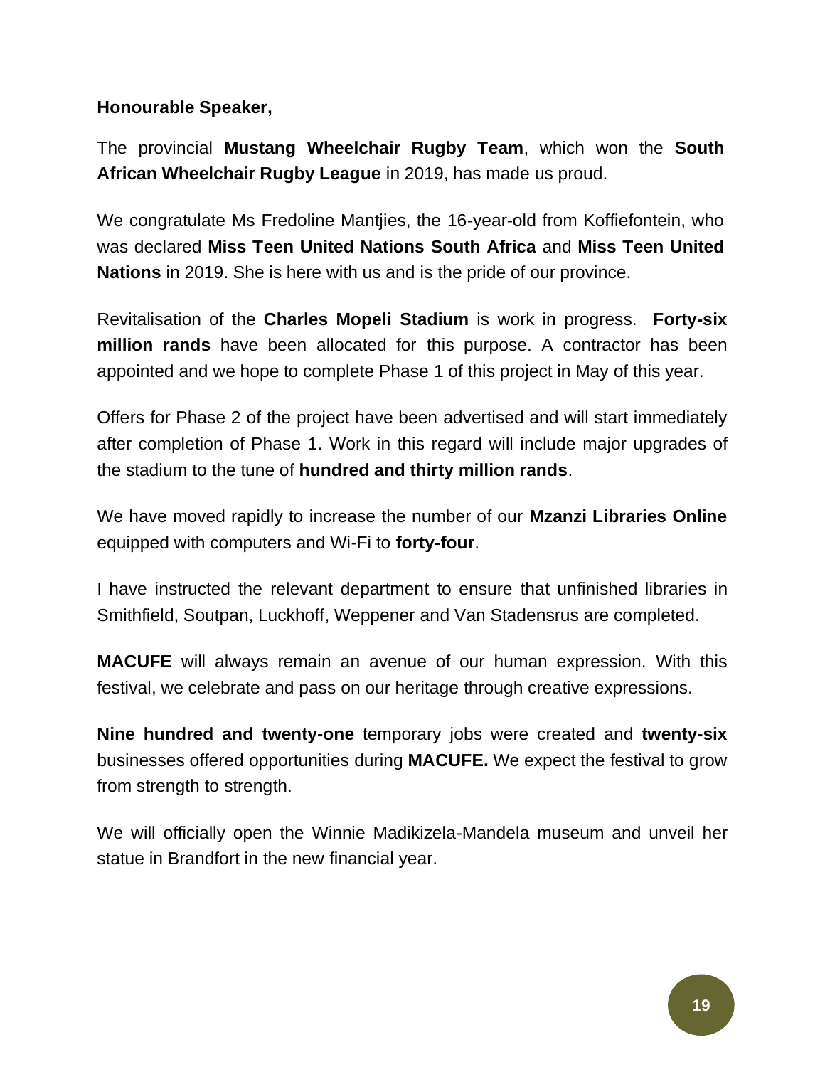**Honourable Speaker,**

The provincial **Mustang Wheelchair Rugby Team**, which won the **South African Wheelchair Rugby League** in 2019, has made us proud.

We congratulate Ms Fredoline Mantjies, the 16-year-old from Koffiefontein, who was declared **Miss Teen United Nations South Africa** and **Miss Teen United Nations** in 2019. She is here with us and is the pride of our province.

Revitalisation of the **Charles Mopeli Stadium** is work in progress. **Forty-six million rands** have been allocated for this purpose. A contractor has been appointed and we hope to complete Phase 1 of this project in May of this year.

Offers for Phase 2 of the project have been advertised and will start immediately after completion of Phase 1. Work in this regard will include major upgrades of the stadium to the tune of **hundred and thirty million rands**.

We have moved rapidly to increase the number of our **Mzanzi Libraries Online** equipped with computers and Wi-Fi to **forty-four**.

I have instructed the relevant department to ensure that unfinished libraries in Smithfield, Soutpan, Luckhoff, Weppener and Van Stadensrus are completed.

**MACUFE** will always remain an avenue of our human expression. With this festival, we celebrate and pass on our heritage through creative expressions.

**Nine hundred and twenty-one** temporary jobs were created and **twenty-six** businesses offered opportunities during **MACUFE.** We expect the festival to grow from strength to strength.

We will officially open the Winnie Madikizela-Mandela museum and unveil her statue in Brandfort in the new financial year.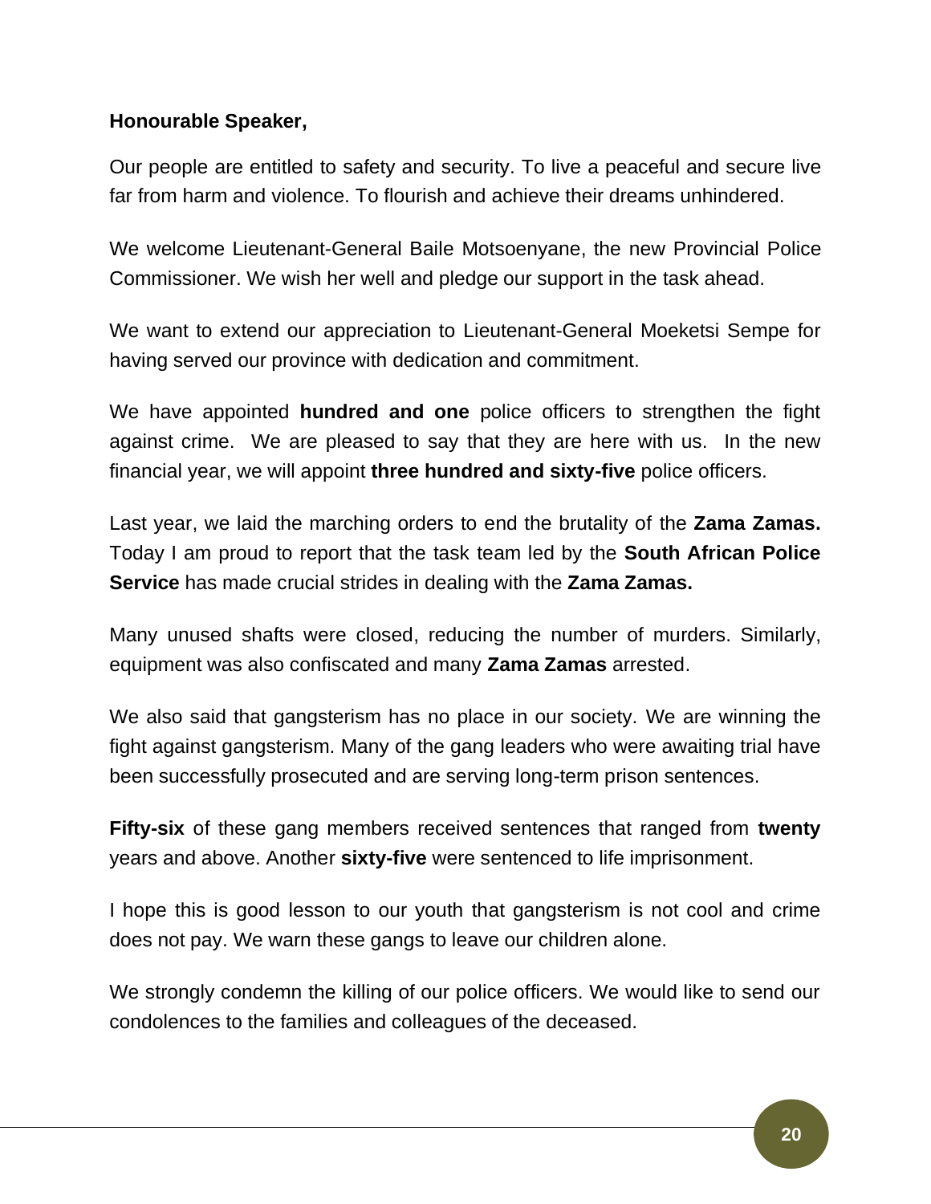**Honourable Speaker,**

Our people are entitled to safety and security. To live a peaceful and secure live far from harm and violence. To flourish and achieve their dreams unhindered.

We welcome Lieutenant-General Baile Motsoenyane, the new Provincial Police Commissioner. We wish her well and pledge our support in the task ahead.

We want to extend our appreciation to Lieutenant-General Moeketsi Sempe for having served our province with dedication and commitment.

We have appointed **hundred and one** police officers to strengthen the fight against crime. We are pleased to say that they are here with us. In the new financial year, we will appoint **three hundred and sixty-five** police officers.

Last year, we laid the marching orders to end the brutality of the **Zama Zamas.** Today I am proud to report that the task team led by the **South African Police Service** has made crucial strides in dealing with the **Zama Zamas.**

Many unused shafts were closed, reducing the number of murders. Similarly, equipment was also confiscated and many **Zama Zamas** arrested.

We also said that gangsterism has no place in our society. We are winning the fight against gangsterism. Many of the gang leaders who were awaiting trial have been successfully prosecuted and are serving long-term prison sentences.

**Fifty-six** of these gang members received sentences that ranged from **twenty** years and above. Another **sixty-five** were sentenced to life imprisonment.

I hope this is good lesson to our youth that gangsterism is not cool and crime does not pay. We warn these gangs to leave our children alone.

We strongly condemn the killing of our police officers. We would like to send our condolences to the families and colleagues of the deceased.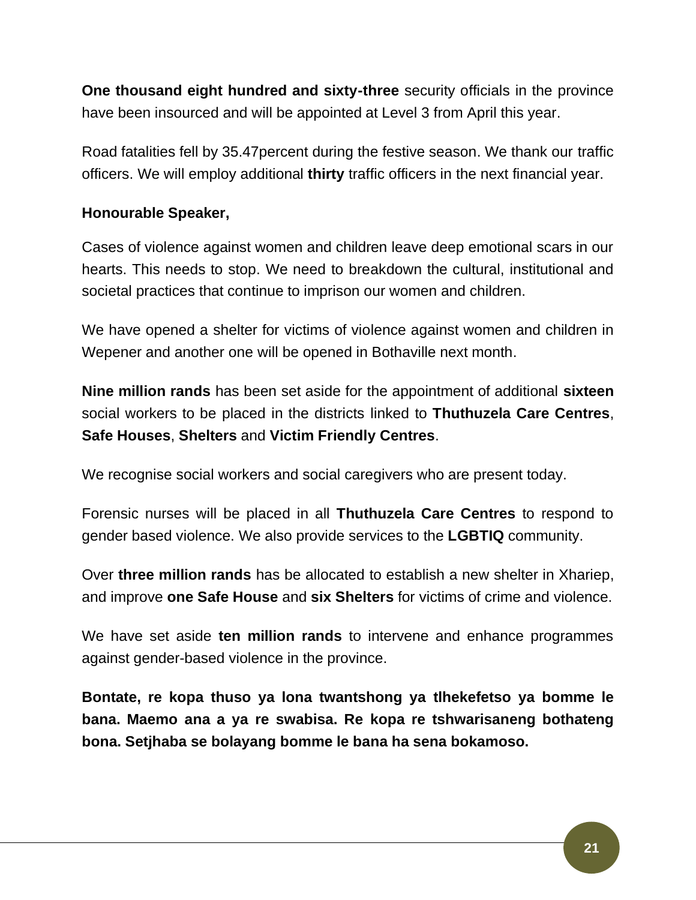**One thousand eight hundred and sixty-three** security officials in the province have been insourced and will be appointed at Level 3 from April this year.

Road fatalities fell by 35.47percent during the festive season. We thank our traffic officers. We will employ additional **thirty** traffic officers in the next financial year.

**Honourable Speaker,**

Cases of violence against women and children leave deep emotional scars in our hearts. This needs to stop. We need to breakdown the cultural, institutional and societal practices that continue to imprison our women and children.

We have opened a shelter for victims of violence against women and children in Wepener and another one will be opened in Bothaville next month.

**Nine million rands** has been set aside for the appointment of additional **sixteen** social workers to be placed in the districts linked to **Thuthuzela Care Centres**, **Safe Houses**, **Shelters** and **Victim Friendly Centres**.

We recognise social workers and social caregivers who are present today.

Forensic nurses will be placed in all **Thuthuzela Care Centres** to respond to gender based violence. We also provide services to the **LGBTIQ** community.

Over **three million rands** has be allocated to establish a new shelter in Xhariep, and improve **one Safe House** and **six Shelters** for victims of crime and violence.

We have set aside **ten million rands** to intervene and enhance programmes against gender-based violence in the province.

**Bontate, re kopa thuso ya lona twantshong ya tlhekefetso ya bomme le bana. Maemo ana a ya re swabisa. Re kopa re tshwarisaneng bothateng bona. Setjhaba se bolayang bomme le bana ha sena bokamoso.**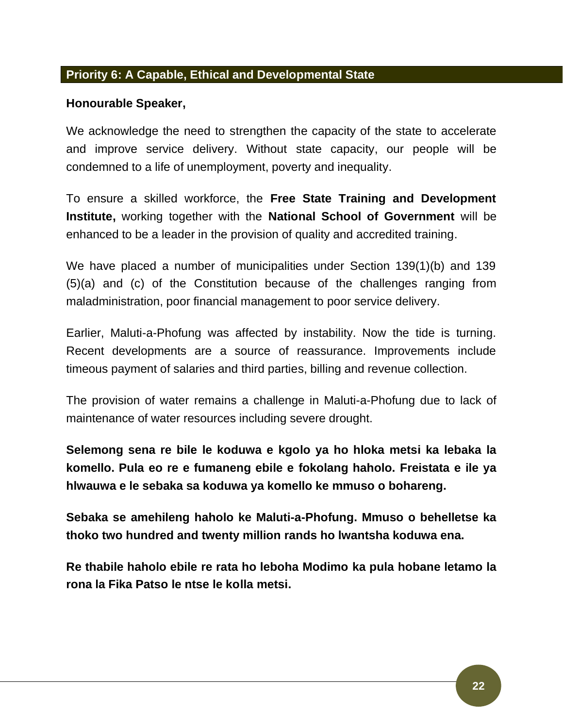## Priority 6: A Capable, Ethical and Developmental State

**Honourable Speaker,**

We acknowledge the need to strengthen the capacity of the state to accelerate and improve service delivery. Without state capacity, our people will be condemned to a life of unemployment, poverty and inequality.

To ensure a skilled workforce, the **Free State Training and Development Institute,** working together with the **National School of Government** will be enhanced to be a leader in the provision of quality and accredited training.

We have placed a number of municipalities under Section 139(1)(b) and 139 (5)(a) and (c) of the Constitution because of the challenges ranging from maladministration, poor financial management to poor service delivery.

Earlier, Maluti-a-Phofung was affected by instability. Now the tide is turning. Recent developments are a source of reassurance. Improvements include timeous payment of salaries and third parties, billing and revenue collection.

The provision of water remains a challenge in Maluti-a-Phofung due to lack of maintenance of water resources including severe drought.

**Selemong sena re bile le koduwa e kgolo ya ho hloka metsi ka lebaka la komello. Pula eo re e fumaneng ebile e fokolang haholo. Freistata e ile ya hlwauwa e le sebaka sa koduwa ya komello ke mmuso o bohareng.**

**Sebaka se amehileng haholo ke Maluti-a-Phofung. Mmuso o behelletse ka thoko two hundred and twenty million rands ho lwantsha koduwa ena.**

**Re thabile haholo ebile re rata ho leboha Modimo ka pula hobane letamo la rona la Fika Patso le ntse le kolla metsi.**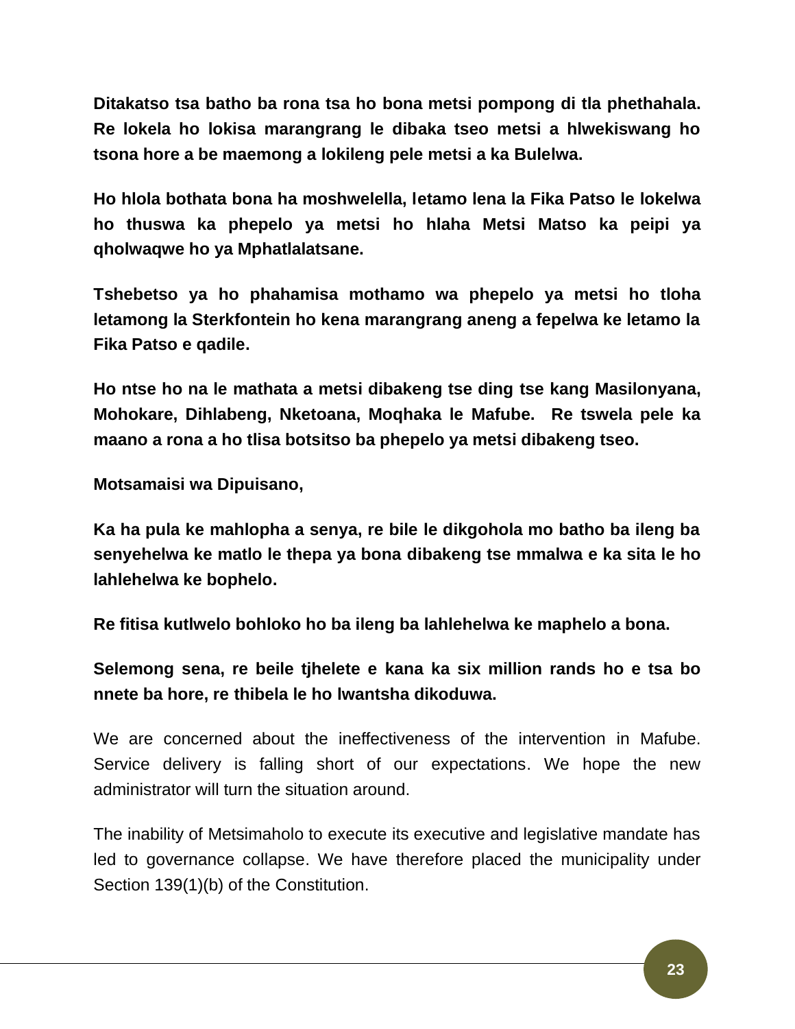**Ditakatso tsa batho ba rona tsa ho bona metsi pompong di tla phethahala. Re lokela ho lokisa marangrang le dibaka tseo metsi a hlwekiswang ho tsona hore a be maemong a lokileng pele metsi a ka Bulelwa.**

**Ho hlola bothata bona ha moshwelella, letamo lena la Fika Patso le lokelwa ho thuswa ka phepelo ya metsi ho hlaha Metsi Matso ka peipi ya qholwaqwe ho ya Mphatlalatsane.**

**Tshebetso ya ho phahamisa mothamo wa phepelo ya metsi ho tloha letamong la Sterkfontein ho kena marangrang aneng a fepelwa ke letamo la Fika Patso e qadile.**

**Ho ntse ho na le mathata a metsi dibakeng tse ding tse kang Masilonyana, Mohokare, Dihlabeng, Nketoana, Moqhaka le Mafube. Re tswela pele ka maano a rona a ho tlisa botsitso ba phepelo ya metsi dibakeng tseo.**

**Motsamaisi wa Dipuisano,**

**Ka ha pula ke mahlopha a senya, re bile le dikgohola mo batho ba ileng ba senyehelwa ke matlo le thepa ya bona dibakeng tse mmalwa e ka sita le ho lahlehelwa ke bophelo.**

**Re fitisa kutlwelo bohloko ho ba ileng ba lahlehelwa ke maphelo a bona.**

**Selemong sena, re beile tjhelete e kana ka six million rands ho e tsa bo nnete ba hore, re thibela le ho lwantsha dikoduwa.**

We are concerned about the ineffectiveness of the intervention in Mafube. Service delivery is falling short of our expectations. We hope the new administrator will turn the situation around.

The inability of Metsimaholo to execute its executive and legislative mandate has led to governance collapse. We have therefore placed the municipality under Section 139(1)(b) of the Constitution.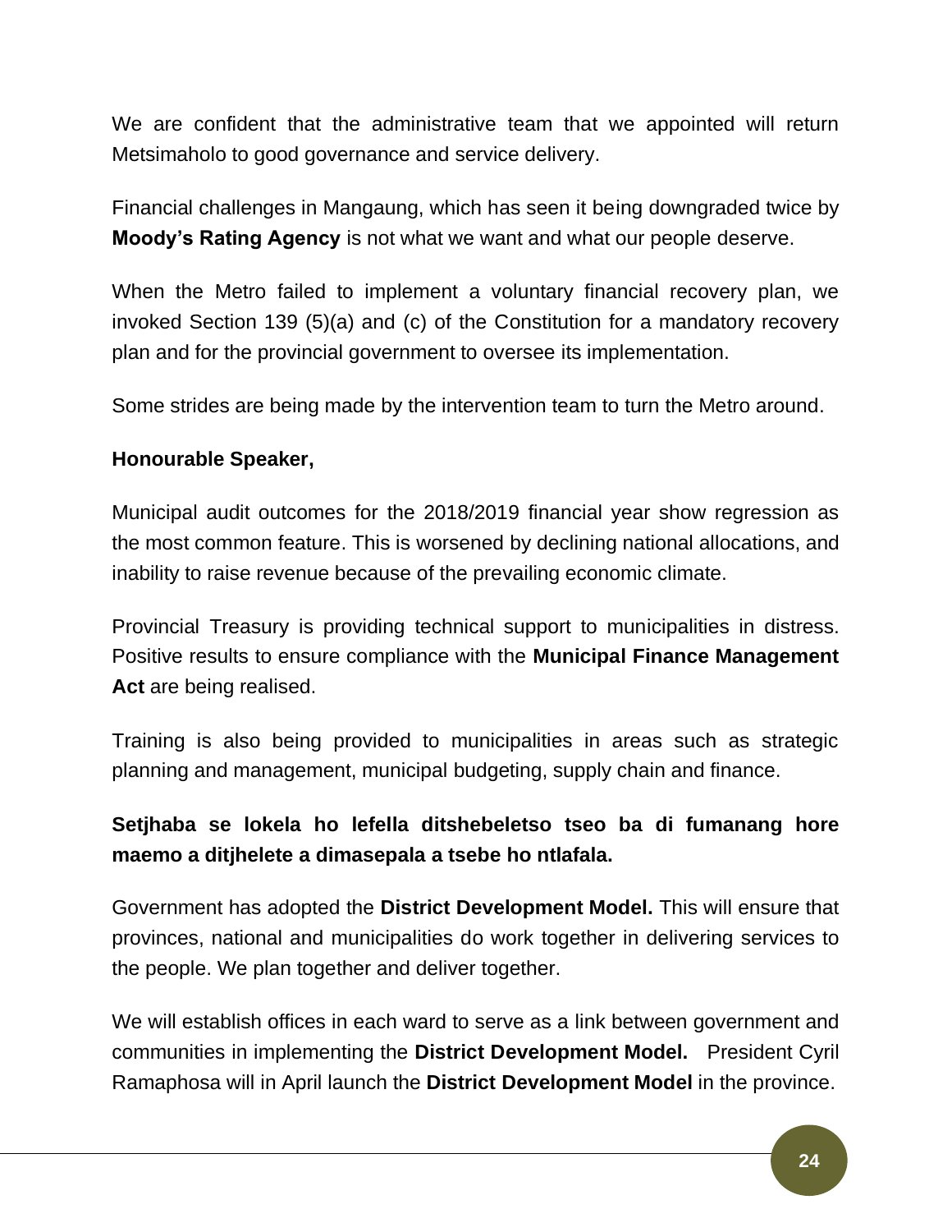We are confident that the administrative team that we appointed will return Metsimaholo to good governance and service delivery.

Financial challenges in Mangaung, which has seen it being downgraded twice by **Moody's Rating Agency** is not what we want and what our people deserve.

When the Metro failed to implement a voluntary financial recovery plan, we invoked Section 139 (5)(a) and (c) of the Constitution for a mandatory recovery plan and for the provincial government to oversee its implementation.

Some strides are being made by the intervention team to turn the Metro around.

**Honourable Speaker,**

Municipal audit outcomes for the 2018/2019 financial year show regression as the most common feature. This is worsened by declining national allocations, and inability to raise revenue because of the prevailing economic climate.

Provincial Treasury is providing technical support to municipalities in distress. Positive results to ensure compliance with the **Municipal Finance Management Act** are being realised.

Training is also being provided to municipalities in areas such as strategic planning and management, municipal budgeting, supply chain and finance.

**Setjhaba se lokela ho lefella ditshebeletso tseo ba di fumanang hore maemo a ditjhelete a dimasepala a tsebe ho ntlafala.**

Government has adopted the **District Development Model.** This will ensure that provinces, national and municipalities do work together in delivering services to the people. We plan together and deliver together.

We will establish offices in each ward to serve as a link between government and communities in implementing the **District Development Model.** President Cyril Ramaphosa will in April launch the **District Development Model** in the province.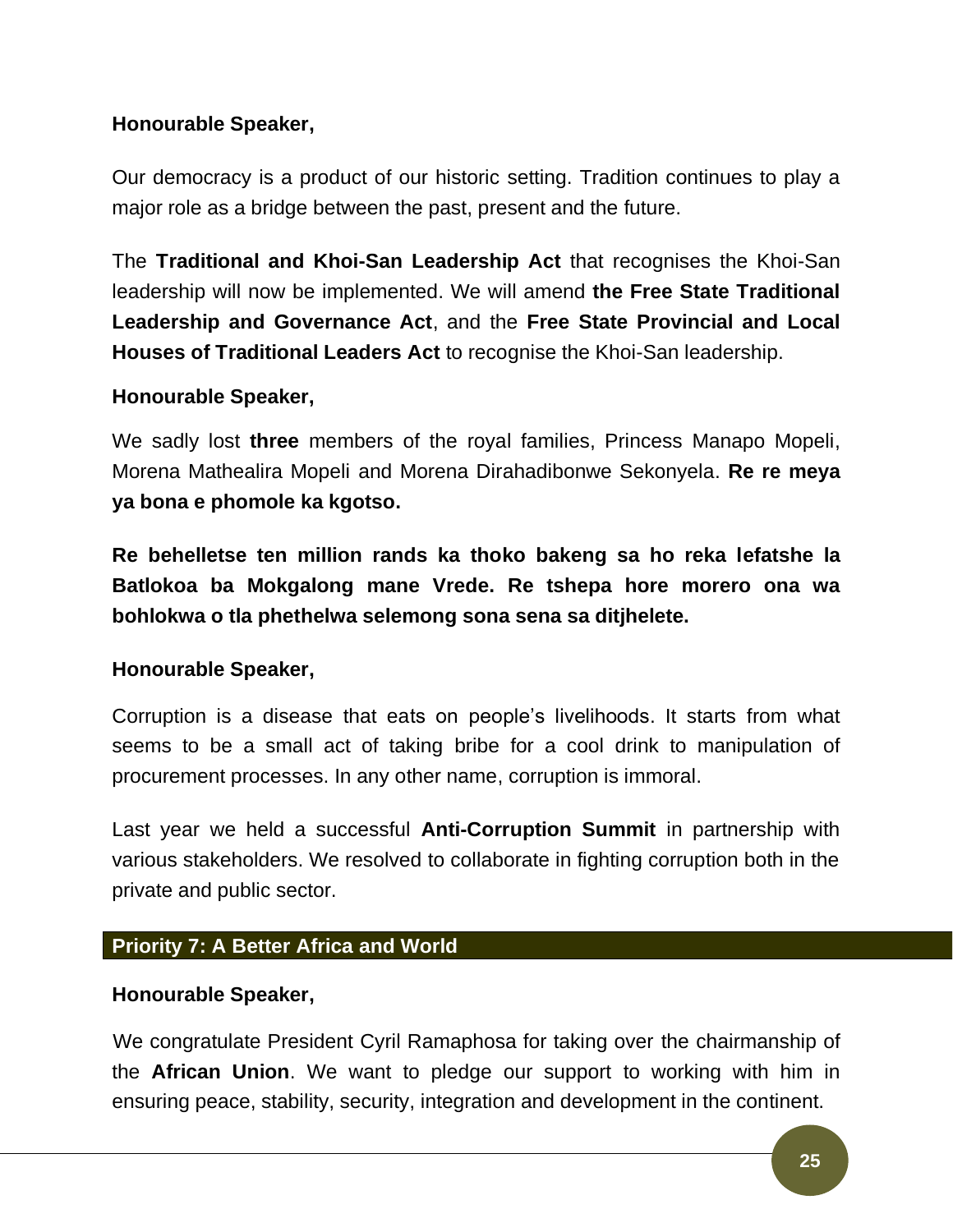**Honourable Speaker,**

Our democracy is a product of our historic setting. Tradition continues to play a major role as a bridge between the past, present and the future.

The **Traditional and Khoi-San Leadership Act** that recognises the Khoi-San leadership will now be implemented. We will amend **the Free State Traditional Leadership and Governance Act**, and the **Free State Provincial and Local Houses of Traditional Leaders Act** to recognise the Khoi-San leadership.

**Honourable Speaker,**

We sadly lost **three** members of the royal families, Princess Manapo Mopeli, Morena Mathealira Mopeli and Morena Dirahadibonwe Sekonyela. **Re re meya ya bona e phomole ka kgotso.**

**Re behelletse ten million rands ka thoko bakeng sa ho reka lefatshe la Batlokoa ba Mokgalong mane Vrede. Re tshepa hore morero ona wa bohlokwa o tla phethelwa selemong sona sena sa ditjhelete.**

**Honourable Speaker,**

Corruption is a disease that eats on people's livelihoods. It starts from what seems to be a small act of taking bribe for a cool drink to manipulation of procurement processes. In any other name, corruption is immoral.

Last year we held a successful **Anti-Corruption Summit** in partnership with various stakeholders. We resolved to collaborate in fighting corruption both in the private and public sector.

## Priority 7: A Better Africa and World

**Honourable Speaker,**

We congratulate President Cyril Ramaphosa for taking over the chairmanship of the **African Union**. We want to pledge our support to working with him in ensuring peace, stability, security, integration and development in the continent.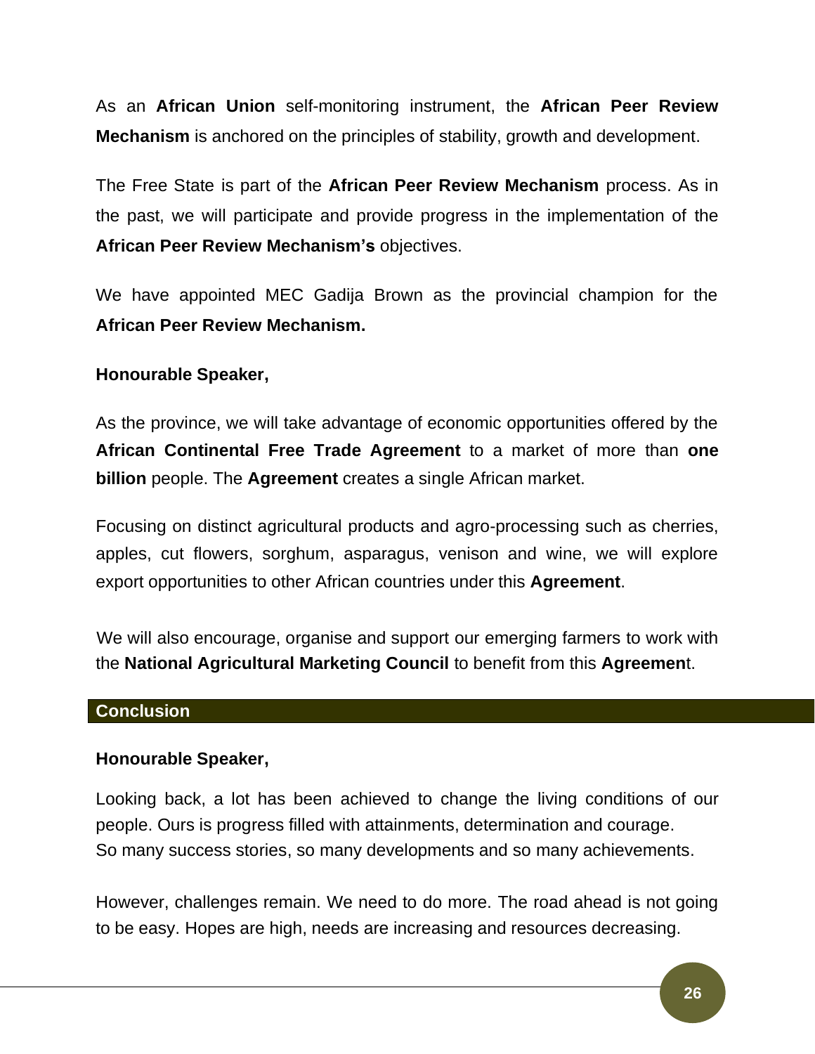As an **African Union** self-monitoring instrument, the **African Peer Review Mechanism** is anchored on the principles of stability, growth and development.

The Free State is part of the **African Peer Review Mechanism** process. As in the past, we will participate and provide progress in the implementation of the **African Peer Review Mechanism's** objectives.

We have appointed MEC Gadija Brown as the provincial champion for the **African Peer Review Mechanism.**

**Honourable Speaker,**

As the province, we will take advantage of economic opportunities offered by the **African Continental Free Trade Agreement** to a market of more than **one billion** people. The **Agreement** creates a single African market.

Focusing on distinct agricultural products and agro-processing such as cherries, apples, cut flowers, sorghum, asparagus, venison and wine, we will explore export opportunities to other African countries under this **Agreement**.

We will also encourage, organise and support our emerging farmers to work with the **National Agricultural Marketing Council** to benefit from this **Agreement**.

## Conclusion

**Honourable Speaker,**

Looking back, a lot has been achieved to change the living conditions of our people. Ours is progress filled with attainments, determination and courage. So many success stories, so many developments and so many achievements.

However, challenges remain. We need to do more. The road ahead is not going to be easy. Hopes are high, needs are increasing and resources decreasing.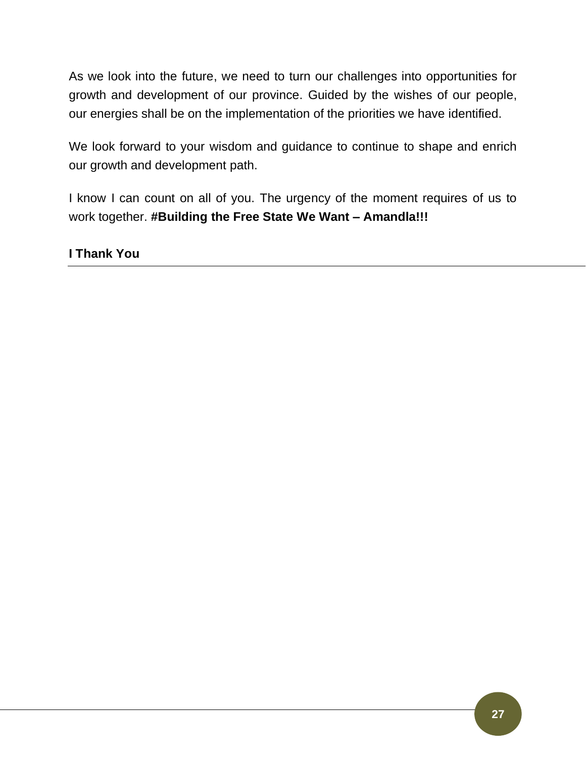As we look into the future, we need to turn our challenges into opportunities for growth and development of our province. Guided by the wishes of our people, our energies shall be on the implementation of the priorities we have identified.

We look forward to your wisdom and guidance to continue to shape and enrich our growth and development path.

I know I can count on all of you. The urgency of the moment requires of us to work together. **#Building the Free State We Want – Amandla!!!**

**I Thank You**